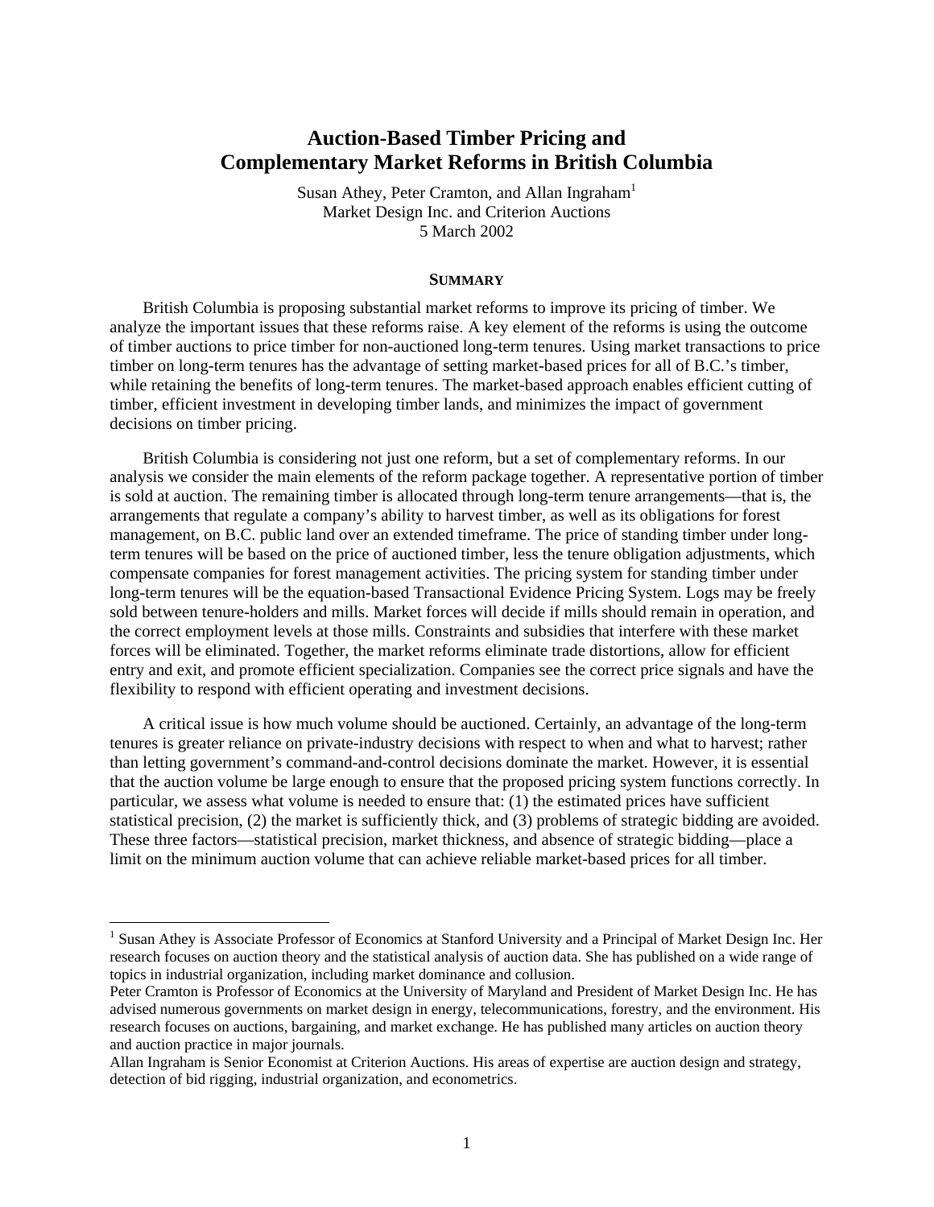# Auction-Based Timber Pricing and Complementary Market Reforms in British Columbia

Susan Athey, Peter Cramton, and Allan Ingraham[1]
Market Design Inc. and Criterion Auctions
5 March 2002

## SUMMARY

British Columbia is proposing substantial market reforms to improve its pricing of timber. We analyze the important issues that these reforms raise. A key element of the reforms is using the outcome of timber auctions to price timber for non-auctioned long-term tenures. Using market transactions to price timber on long-term tenures has the advantage of setting market-based prices for all of B.C.'s timber, while retaining the benefits of long-term tenures. The market-based approach enables efficient cutting of timber, efficient investment in developing timber lands, and minimizes the impact of government decisions on timber pricing.

British Columbia is considering not just one reform, but a set of complementary reforms. In our analysis we consider the main elements of the reform package together. A representative portion of timber is sold at auction. The remaining timber is allocated through long-term tenure arrangements—that is, the arrangements that regulate a company's ability to harvest timber, as well as its obligations for forest management, on B.C. public land over an extended timeframe. The price of standing timber under long-term tenures will be based on the price of auctioned timber, less the tenure obligation adjustments, which compensate companies for forest management activities. The pricing system for standing timber under long-term tenures will be the equation-based Transactional Evidence Pricing System. Logs may be freely sold between tenure-holders and mills. Market forces will decide if mills should remain in operation, and the correct employment levels at those mills. Constraints and subsidies that interfere with these market forces will be eliminated. Together, the market reforms eliminate trade distortions, allow for efficient entry and exit, and promote efficient specialization. Companies see the correct price signals and have the flexibility to respond with efficient operating and investment decisions.

A critical issue is how much volume should be auctioned. Certainly, an advantage of the long-term tenures is greater reliance on private-industry decisions with respect to when and what to harvest; rather than letting government's command-and-control decisions dominate the market. However, it is essential that the auction volume be large enough to ensure that the proposed pricing system functions correctly. In particular, we assess what volume is needed to ensure that: (1) the estimated prices have sufficient statistical precision, (2) the market is sufficiently thick, and (3) problems of strategic bidding are avoided. These three factors—statistical precision, market thickness, and absence of strategic bidding—place a limit on the minimum auction volume that can achieve reliable market-based prices for all timber.

---

[1] Susan Athey is Associate Professor of Economics at Stanford University and a Principal of Market Design Inc. Her research focuses on auction theory and the statistical analysis of auction data. She has published on a wide range of topics in industrial organization, including market dominance and collusion.
Peter Cramton is Professor of Economics at the University of Maryland and President of Market Design Inc. He has advised numerous governments on market design in energy, telecommunications, forestry, and the environment. His research focuses on auctions, bargaining, and market exchange. He has published many articles on auction theory and auction practice in major journals.
Allan Ingraham is Senior Economist at Criterion Auctions. His areas of expertise are auction design and strategy, detection of bid rigging, industrial organization, and econometrics.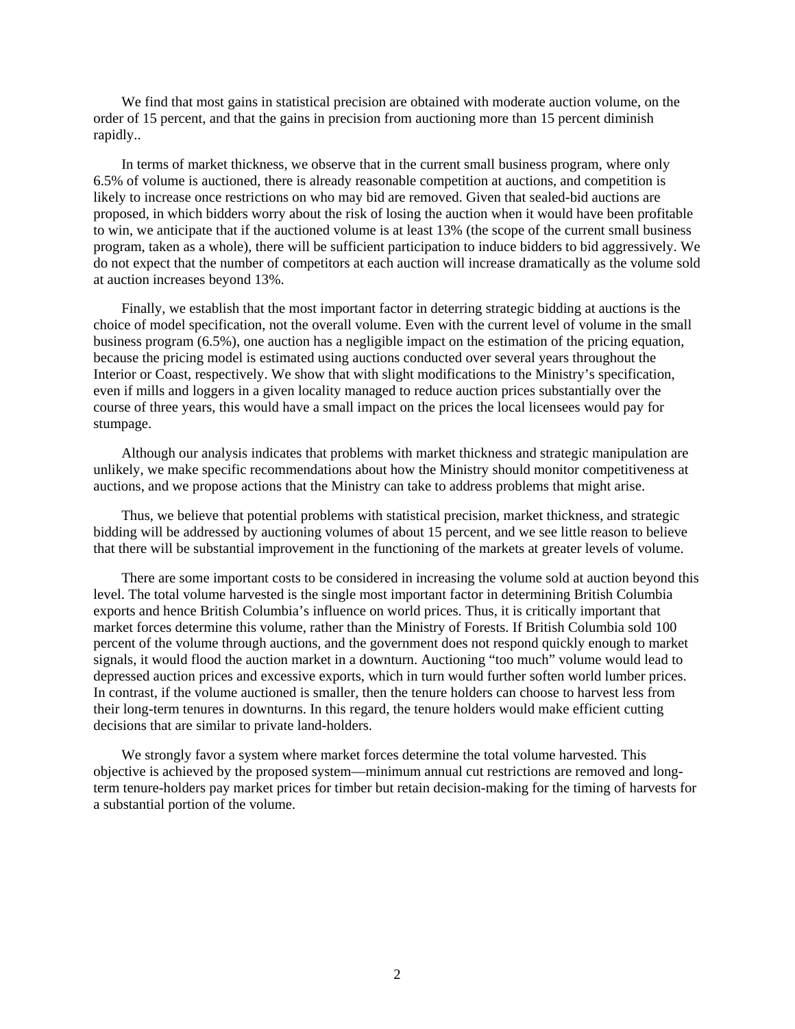We find that most gains in statistical precision are obtained with moderate auction volume, on the order of 15 percent, and that the gains in precision from auctioning more than 15 percent diminish rapidly..

In terms of market thickness, we observe that in the current small business program, where only 6.5% of volume is auctioned, there is already reasonable competition at auctions, and competition is likely to increase once restrictions on who may bid are removed. Given that sealed-bid auctions are proposed, in which bidders worry about the risk of losing the auction when it would have been profitable to win, we anticipate that if the auctioned volume is at least 13% (the scope of the current small business program, taken as a whole), there will be sufficient participation to induce bidders to bid aggressively. We do not expect that the number of competitors at each auction will increase dramatically as the volume sold at auction increases beyond 13%.

Finally, we establish that the most important factor in deterring strategic bidding at auctions is the choice of model specification, not the overall volume. Even with the current level of volume in the small business program (6.5%), one auction has a negligible impact on the estimation of the pricing equation, because the pricing model is estimated using auctions conducted over several years throughout the Interior or Coast, respectively. We show that with slight modifications to the Ministry's specification, even if mills and loggers in a given locality managed to reduce auction prices substantially over the course of three years, this would have a small impact on the prices the local licensees would pay for stumpage.

Although our analysis indicates that problems with market thickness and strategic manipulation are unlikely, we make specific recommendations about how the Ministry should monitor competitiveness at auctions, and we propose actions that the Ministry can take to address problems that might arise.

Thus, we believe that potential problems with statistical precision, market thickness, and strategic bidding will be addressed by auctioning volumes of about 15 percent, and we see little reason to believe that there will be substantial improvement in the functioning of the markets at greater levels of volume.

There are some important costs to be considered in increasing the volume sold at auction beyond this level. The total volume harvested is the single most important factor in determining British Columbia exports and hence British Columbia's influence on world prices. Thus, it is critically important that market forces determine this volume, rather than the Ministry of Forests. If British Columbia sold 100 percent of the volume through auctions, and the government does not respond quickly enough to market signals, it would flood the auction market in a downturn. Auctioning "too much" volume would lead to depressed auction prices and excessive exports, which in turn would further soften world lumber prices. In contrast, if the volume auctioned is smaller, then the tenure holders can choose to harvest less from their long-term tenures in downturns. In this regard, the tenure holders would make efficient cutting decisions that are similar to private land-holders.

We strongly favor a system where market forces determine the total volume harvested. This objective is achieved by the proposed system—minimum annual cut restrictions are removed and long-term tenure-holders pay market prices for timber but retain decision-making for the timing of harvests for a substantial portion of the volume.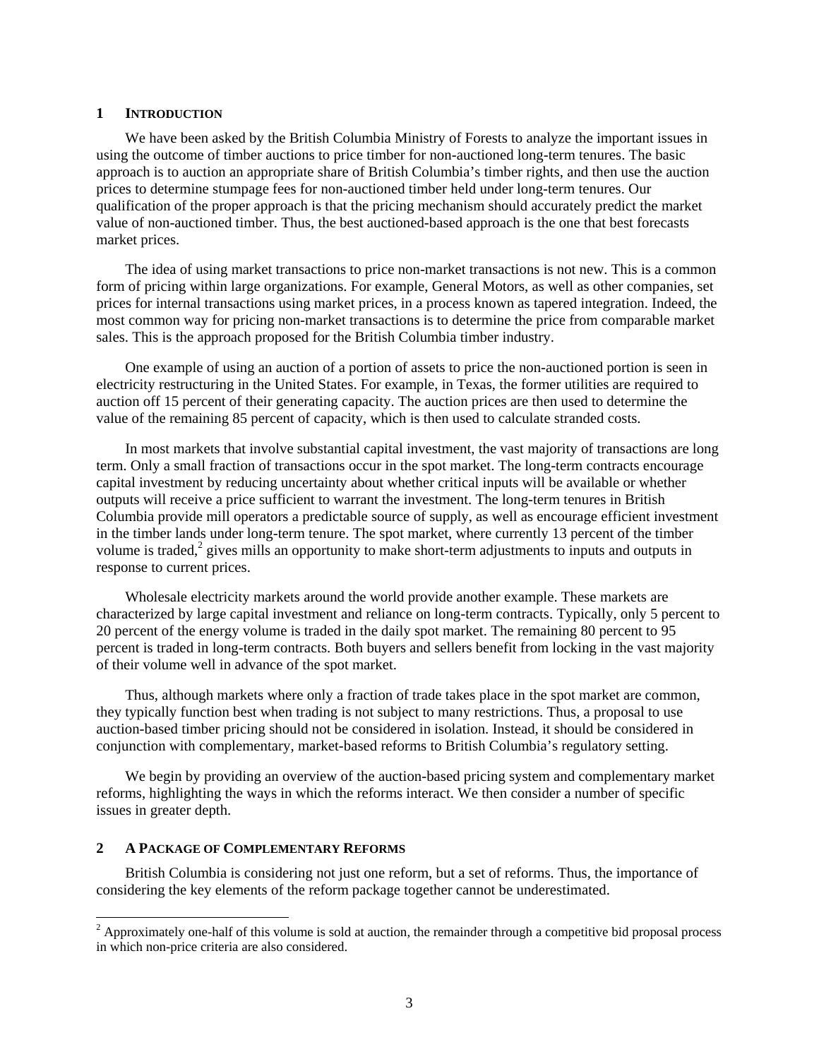## 1 INTRODUCTION

We have been asked by the British Columbia Ministry of Forests to analyze the important issues in using the outcome of timber auctions to price timber for non-auctioned long-term tenures. The basic approach is to auction an appropriate share of British Columbia's timber rights, and then use the auction prices to determine stumpage fees for non-auctioned timber held under long-term tenures. Our qualification of the proper approach is that the pricing mechanism should accurately predict the market value of non-auctioned timber. Thus, the best auctioned-based approach is the one that best forecasts market prices.

The idea of using market transactions to price non-market transactions is not new. This is a common form of pricing within large organizations. For example, General Motors, as well as other companies, set prices for internal transactions using market prices, in a process known as tapered integration. Indeed, the most common way for pricing non-market transactions is to determine the price from comparable market sales. This is the approach proposed for the British Columbia timber industry.

One example of using an auction of a portion of assets to price the non-auctioned portion is seen in electricity restructuring in the United States. For example, in Texas, the former utilities are required to auction off 15 percent of their generating capacity. The auction prices are then used to determine the value of the remaining 85 percent of capacity, which is then used to calculate stranded costs.

In most markets that involve substantial capital investment, the vast majority of transactions are long term. Only a small fraction of transactions occur in the spot market. The long-term contracts encourage capital investment by reducing uncertainty about whether critical inputs will be available or whether outputs will receive a price sufficient to warrant the investment. The long-term tenures in British Columbia provide mill operators a predictable source of supply, as well as encourage efficient investment in the timber lands under long-term tenure. The spot market, where currently 13 percent of the timber volume is traded,[2] gives mills an opportunity to make short-term adjustments to inputs and outputs in response to current prices.

Wholesale electricity markets around the world provide another example. These markets are characterized by large capital investment and reliance on long-term contracts. Typically, only 5 percent to 20 percent of the energy volume is traded in the daily spot market. The remaining 80 percent to 95 percent is traded in long-term contracts. Both buyers and sellers benefit from locking in the vast majority of their volume well in advance of the spot market.

Thus, although markets where only a fraction of trade takes place in the spot market are common, they typically function best when trading is not subject to many restrictions. Thus, a proposal to use auction-based timber pricing should not be considered in isolation. Instead, it should be considered in conjunction with complementary, market-based reforms to British Columbia's regulatory setting.

We begin by providing an overview of the auction-based pricing system and complementary market reforms, highlighting the ways in which the reforms interact. We then consider a number of specific issues in greater depth.

## 2 A PACKAGE OF COMPLEMENTARY REFORMS

British Columbia is considering not just one reform, but a set of reforms. Thus, the importance of considering the key elements of the reform package together cannot be underestimated.

[2] Approximately one-half of this volume is sold at auction, the remainder through a competitive bid proposal process in which non-price criteria are also considered.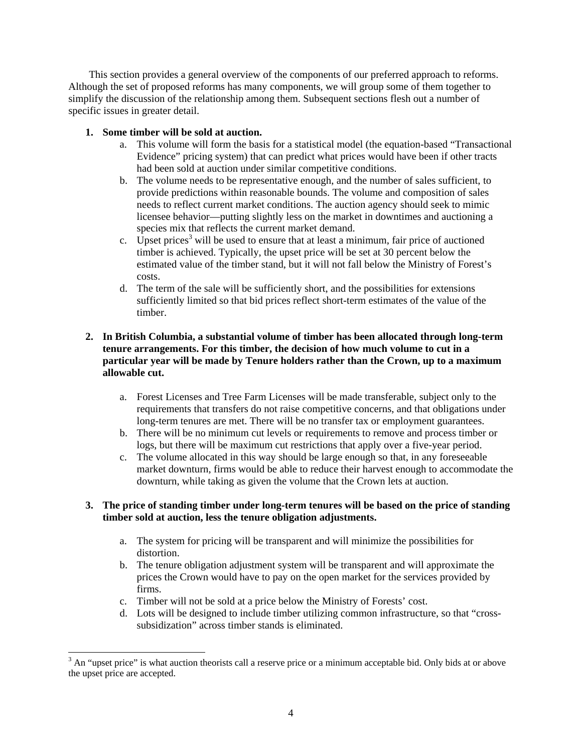This section provides a general overview of the components of our preferred approach to reforms. Although the set of proposed reforms has many components, we will group some of them together to simplify the discussion of the relationship among them. Subsequent sections flesh out a number of specific issues in greater detail.

1. **Some timber will be sold at auction.**
    a. This volume will form the basis for a statistical model (the equation-based "Transactional Evidence" pricing system) that can predict what prices would have been if other tracts had been sold at auction under similar competitive conditions.
    b. The volume needs to be representative enough, and the number of sales sufficient, to provide predictions within reasonable bounds. The volume and composition of sales needs to reflect current market conditions. The auction agency should seek to mimic licensee behavior—putting slightly less on the market in downtimes and auctioning a species mix that reflects the current market demand.
    c. Upset prices[3] will be used to ensure that at least a minimum, fair price of auctioned timber is achieved. Typically, the upset price will be set at 30 percent below the estimated value of the timber stand, but it will not fall below the Ministry of Forest's costs.
    d. The term of the sale will be sufficiently short, and the possibilities for extensions sufficiently limited so that bid prices reflect short-term estimates of the value of the timber.

2. **In British Columbia, a substantial volume of timber has been allocated through long-term tenure arrangements. For this timber, the decision of how much volume to cut in a particular year will be made by Tenure holders rather than the Crown, up to a maximum allowable cut.**
    a. Forest Licenses and Tree Farm Licenses will be made transferable, subject only to the requirements that transfers do not raise competitive concerns, and that obligations under long-term tenures are met. There will be no transfer tax or employment guarantees.
    b. There will be no minimum cut levels or requirements to remove and process timber or logs, but there will be maximum cut restrictions that apply over a five-year period.
    c. The volume allocated in this way should be large enough so that, in any foreseeable market downturn, firms would be able to reduce their harvest enough to accommodate the downturn, while taking as given the volume that the Crown lets at auction.

3. **The price of standing timber under long-term tenures will be based on the price of standing timber sold at auction, less the tenure obligation adjustments.**
    a. The system for pricing will be transparent and will minimize the possibilities for distortion.
    b. The tenure obligation adjustment system will be transparent and will approximate the prices the Crown would have to pay on the open market for the services provided by firms.
    c. Timber will not be sold at a price below the Ministry of Forests' cost.
    d. Lots will be designed to include timber utilizing common infrastructure, so that "cross-subsidization" across timber stands is eliminated.

[3] An "upset price" is what auction theorists call a reserve price or a minimum acceptable bid. Only bids at or above the upset price are accepted.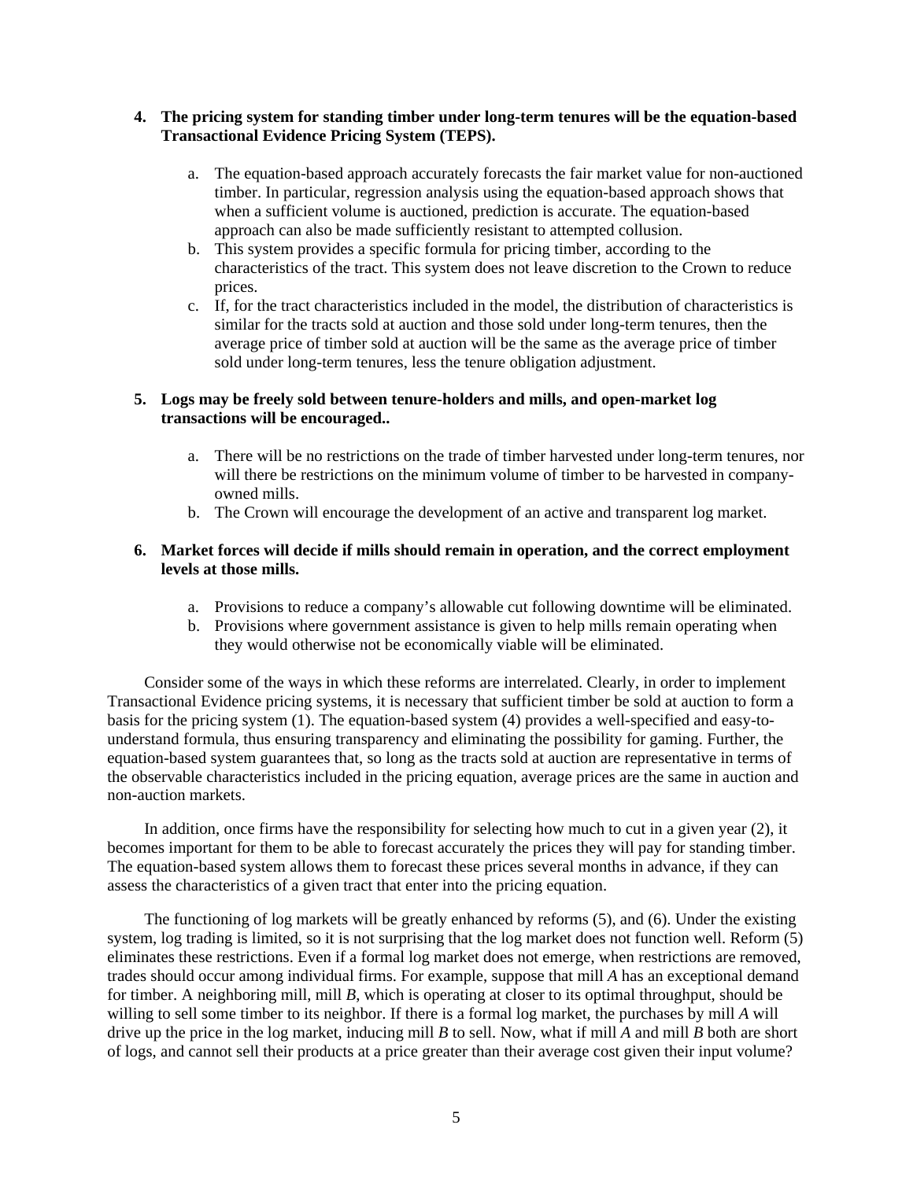4. **The pricing system for standing timber under long-term tenures will be the equation-based Transactional Evidence Pricing System (TEPS).**

    a. The equation-based approach accurately forecasts the fair market value for non-auctioned timber. In particular, regression analysis using the equation-based approach shows that when a sufficient volume is auctioned, prediction is accurate. The equation-based approach can also be made sufficiently resistant to attempted collusion.
    b. This system provides a specific formula for pricing timber, according to the characteristics of the tract. This system does not leave discretion to the Crown to reduce prices.
    c. If, for the tract characteristics included in the model, the distribution of characteristics is similar for the tracts sold at auction and those sold under long-term tenures, then the average price of timber sold at auction will be the same as the average price of timber sold under long-term tenures, less the tenure obligation adjustment.

5. **Logs may be freely sold between tenure-holders and mills, and open-market log transactions will be encouraged..**

    a. There will be no restrictions on the trade of timber harvested under long-term tenures, nor will there be restrictions on the minimum volume of timber to be harvested in company-owned mills.
    b. The Crown will encourage the development of an active and transparent log market.

6. **Market forces will decide if mills should remain in operation, and the correct employment levels at those mills.**

    a. Provisions to reduce a company's allowable cut following downtime will be eliminated.
    b. Provisions where government assistance is given to help mills remain operating when they would otherwise not be economically viable will be eliminated.

Consider some of the ways in which these reforms are interrelated. Clearly, in order to implement Transactional Evidence pricing systems, it is necessary that sufficient timber be sold at auction to form a basis for the pricing system (1). The equation-based system (4) provides a well-specified and easy-to-understand formula, thus ensuring transparency and eliminating the possibility for gaming. Further, the equation-based system guarantees that, so long as the tracts sold at auction are representative in terms of the observable characteristics included in the pricing equation, average prices are the same in auction and non-auction markets.

In addition, once firms have the responsibility for selecting how much to cut in a given year (2), it becomes important for them to be able to forecast accurately the prices they will pay for standing timber. The equation-based system allows them to forecast these prices several months in advance, if they can assess the characteristics of a given tract that enter into the pricing equation.

The functioning of log markets will be greatly enhanced by reforms (5), and (6). Under the existing system, log trading is limited, so it is not surprising that the log market does not function well. Reform (5) eliminates these restrictions. Even if a formal log market does not emerge, when restrictions are removed, trades should occur among individual firms. For example, suppose that mill *A* has an exceptional demand for timber. A neighboring mill, mill *B*, which is operating at closer to its optimal throughput, should be willing to sell some timber to its neighbor. If there is a formal log market, the purchases by mill *A* will drive up the price in the log market, inducing mill *B* to sell. Now, what if mill *A* and mill *B* both are short of logs, and cannot sell their products at a price greater than their average cost given their input volume?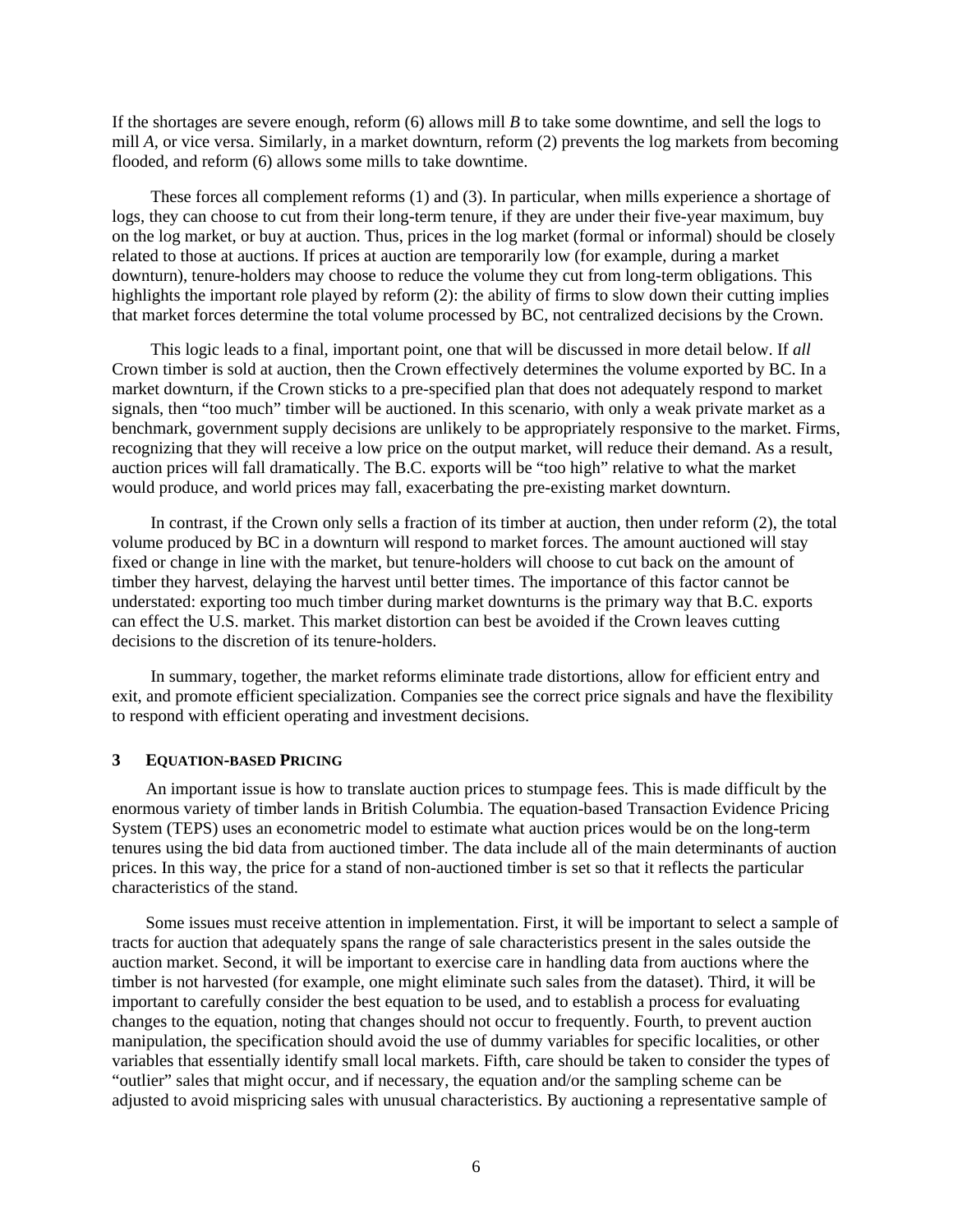If the shortages are severe enough, reform (6) allows mill *B* to take some downtime, and sell the logs to mill *A*, or vice versa. Similarly, in a market downturn, reform (2) prevents the log markets from becoming flooded, and reform (6) allows some mills to take downtime.

These forces all complement reforms (1) and (3). In particular, when mills experience a shortage of logs, they can choose to cut from their long-term tenure, if they are under their five-year maximum, buy on the log market, or buy at auction. Thus, prices in the log market (formal or informal) should be closely related to those at auctions. If prices at auction are temporarily low (for example, during a market downturn), tenure-holders may choose to reduce the volume they cut from long-term obligations. This highlights the important role played by reform (2): the ability of firms to slow down their cutting implies that market forces determine the total volume processed by BC, not centralized decisions by the Crown.

This logic leads to a final, important point, one that will be discussed in more detail below. If *all* Crown timber is sold at auction, then the Crown effectively determines the volume exported by BC. In a market downturn, if the Crown sticks to a pre-specified plan that does not adequately respond to market signals, then "too much" timber will be auctioned. In this scenario, with only a weak private market as a benchmark, government supply decisions are unlikely to be appropriately responsive to the market. Firms, recognizing that they will receive a low price on the output market, will reduce their demand. As a result, auction prices will fall dramatically. The B.C. exports will be "too high" relative to what the market would produce, and world prices may fall, exacerbating the pre-existing market downturn.

In contrast, if the Crown only sells a fraction of its timber at auction, then under reform (2), the total volume produced by BC in a downturn will respond to market forces. The amount auctioned will stay fixed or change in line with the market, but tenure-holders will choose to cut back on the amount of timber they harvest, delaying the harvest until better times. The importance of this factor cannot be understated: exporting too much timber during market downturns is the primary way that B.C. exports can effect the U.S. market. This market distortion can best be avoided if the Crown leaves cutting decisions to the discretion of its tenure-holders.

In summary, together, the market reforms eliminate trade distortions, allow for efficient entry and exit, and promote efficient specialization. Companies see the correct price signals and have the flexibility to respond with efficient operating and investment decisions.

## 3 Equation-based Pricing

An important issue is how to translate auction prices to stumpage fees. This is made difficult by the enormous variety of timber lands in British Columbia. The equation-based Transaction Evidence Pricing System (TEPS) uses an econometric model to estimate what auction prices would be on the long-term tenures using the bid data from auctioned timber. The data include all of the main determinants of auction prices. In this way, the price for a stand of non-auctioned timber is set so that it reflects the particular characteristics of the stand.

Some issues must receive attention in implementation. First, it will be important to select a sample of tracts for auction that adequately spans the range of sale characteristics present in the sales outside the auction market. Second, it will be important to exercise care in handling data from auctions where the timber is not harvested (for example, one might eliminate such sales from the dataset). Third, it will be important to carefully consider the best equation to be used, and to establish a process for evaluating changes to the equation, noting that changes should not occur to frequently. Fourth, to prevent auction manipulation, the specification should avoid the use of dummy variables for specific localities, or other variables that essentially identify small local markets. Fifth, care should be taken to consider the types of "outlier" sales that might occur, and if necessary, the equation and/or the sampling scheme can be adjusted to avoid mispricing sales with unusual characteristics. By auctioning a representative sample of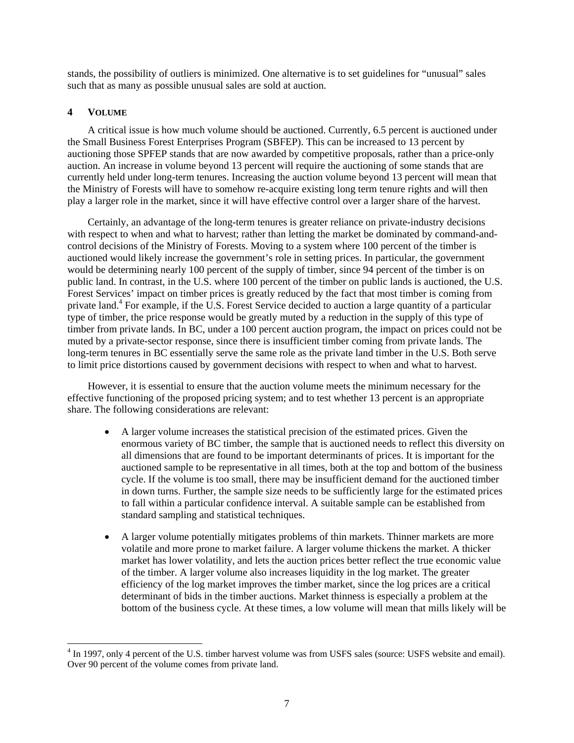stands, the possibility of outliers is minimized. One alternative is to set guidelines for "unusual" sales such that as many as possible unusual sales are sold at auction.

## 4 VOLUME

A critical issue is how much volume should be auctioned. Currently, 6.5 percent is auctioned under the Small Business Forest Enterprises Program (SBFEP). This can be increased to 13 percent by auctioning those SPFEP stands that are now awarded by competitive proposals, rather than a price-only auction. An increase in volume beyond 13 percent will require the auctioning of some stands that are currently held under long-term tenures. Increasing the auction volume beyond 13 percent will mean that the Ministry of Forests will have to somehow re-acquire existing long term tenure rights and will then play a larger role in the market, since it will have effective control over a larger share of the harvest.

Certainly, an advantage of the long-term tenures is greater reliance on private-industry decisions with respect to when and what to harvest; rather than letting the market be dominated by command-and-control decisions of the Ministry of Forests. Moving to a system where 100 percent of the timber is auctioned would likely increase the government's role in setting prices. In particular, the government would be determining nearly 100 percent of the supply of timber, since 94 percent of the timber is on public land. In contrast, in the U.S. where 100 percent of the timber on public lands is auctioned, the U.S. Forest Services' impact on timber prices is greatly reduced by the fact that most timber is coming from private land.[4] For example, if the U.S. Forest Service decided to auction a large quantity of a particular type of timber, the price response would be greatly muted by a reduction in the supply of this type of timber from private lands. In BC, under a 100 percent auction program, the impact on prices could not be muted by a private-sector response, since there is insufficient timber coming from private lands. The long-term tenures in BC essentially serve the same role as the private land timber in the U.S. Both serve to limit price distortions caused by government decisions with respect to when and what to harvest.

However, it is essential to ensure that the auction volume meets the minimum necessary for the effective functioning of the proposed pricing system; and to test whether 13 percent is an appropriate share. The following considerations are relevant:

- A larger volume increases the statistical precision of the estimated prices. Given the enormous variety of BC timber, the sample that is auctioned needs to reflect this diversity on all dimensions that are found to be important determinants of prices. It is important for the auctioned sample to be representative in all times, both at the top and bottom of the business cycle. If the volume is too small, there may be insufficient demand for the auctioned timber in down turns. Further, the sample size needs to be sufficiently large for the estimated prices to fall within a particular confidence interval. A suitable sample can be established from standard sampling and statistical techniques.

- A larger volume potentially mitigates problems of thin markets. Thinner markets are more volatile and more prone to market failure. A larger volume thickens the market. A thicker market has lower volatility, and lets the auction prices better reflect the true economic value of the timber. A larger volume also increases liquidity in the log market. The greater efficiency of the log market improves the timber market, since the log prices are a critical determinant of bids in the timber auctions. Market thinness is especially a problem at the bottom of the business cycle. At these times, a low volume will mean that mills likely will be

---

[4] In 1997, only 4 percent of the U.S. timber harvest volume was from USFS sales (source: USFS website and email). Over 90 percent of the volume comes from private land.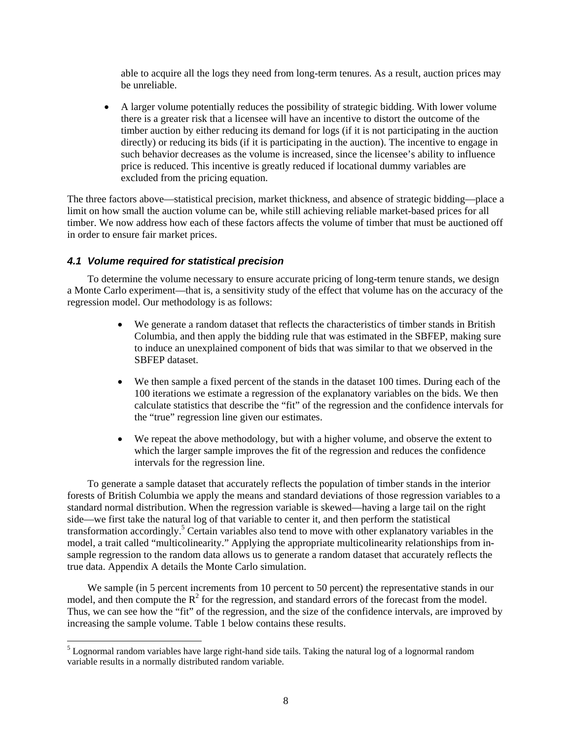able to acquire all the logs they need from long-term tenures. As a result, auction prices may be unreliable.

- A larger volume potentially reduces the possibility of strategic bidding. With lower volume there is a greater risk that a licensee will have an incentive to distort the outcome of the timber auction by either reducing its demand for logs (if it is not participating in the auction directly) or reducing its bids (if it is participating in the auction). The incentive to engage in such behavior decreases as the volume is increased, since the licensee's ability to influence price is reduced. This incentive is greatly reduced if locational dummy variables are excluded from the pricing equation.

The three factors above—statistical precision, market thickness, and absence of strategic bidding—place a limit on how small the auction volume can be, while still achieving reliable market-based prices for all timber. We now address how each of these factors affects the volume of timber that must be auctioned off in order to ensure fair market prices.

### *4.1 Volume required for statistical precision*

To determine the volume necessary to ensure accurate pricing of long-term tenure stands, we design a Monte Carlo experiment—that is, a sensitivity study of the effect that volume has on the accuracy of the regression model. Our methodology is as follows:

- We generate a random dataset that reflects the characteristics of timber stands in British Columbia, and then apply the bidding rule that was estimated in the SBFEP, making sure to induce an unexplained component of bids that was similar to that we observed in the SBFEP dataset.
- We then sample a fixed percent of the stands in the dataset 100 times. During each of the 100 iterations we estimate a regression of the explanatory variables on the bids. We then calculate statistics that describe the "fit" of the regression and the confidence intervals for the "true" regression line given our estimates.
- We repeat the above methodology, but with a higher volume, and observe the extent to which the larger sample improves the fit of the regression and reduces the confidence intervals for the regression line.

To generate a sample dataset that accurately reflects the population of timber stands in the interior forests of British Columbia we apply the means and standard deviations of those regression variables to a standard normal distribution. When the regression variable is skewed—having a large tail on the right side—we first take the natural log of that variable to center it, and then perform the statistical transformation accordingly.[5] Certain variables also tend to move with other explanatory variables in the model, a trait called "multicolinearity." Applying the appropriate multicolinearity relationships from in-sample regression to the random data allows us to generate a random dataset that accurately reflects the true data. Appendix A details the Monte Carlo simulation.

We sample (in 5 percent increments from 10 percent to 50 percent) the representative stands in our model, and then compute the $R^2$ for the regression, and standard errors of the forecast from the model. Thus, we can see how the "fit" of the regression, and the size of the confidence intervals, are improved by increasing the sample volume. Table 1 below contains these results.

[5] Lognormal random variables have large right-hand side tails. Taking the natural log of a lognormal random variable results in a normally distributed random variable.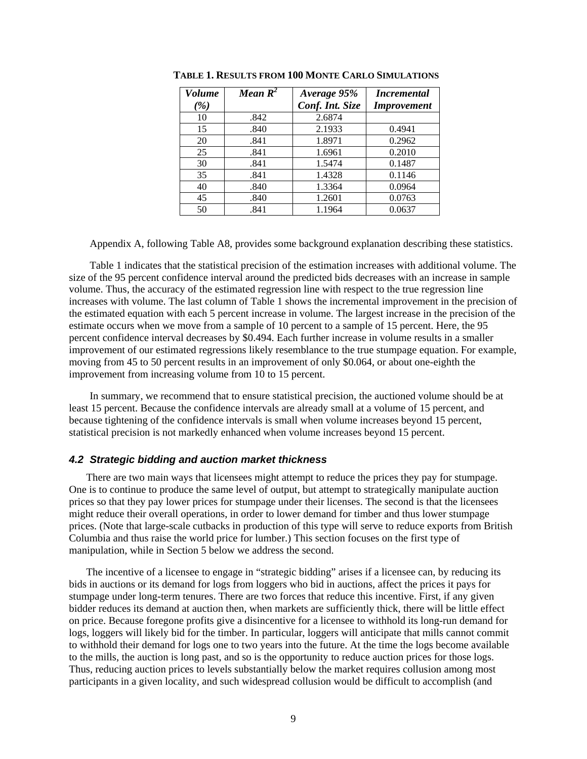**TABLE 1. RESULTS FROM 100 MONTE CARLO SIMULATIONS**

| *Volume (%)* | *Mean $R^2$* | *Average 95% Conf. Int. Size* | *Incremental Improvement* |
|---|---|---|---|
| 10 | .842 | 2.6874 | |
| 15 | .840 | 2.1933 | 0.4941 |
| 20 | .841 | 1.8971 | 0.2962 |
| 25 | .841 | 1.6961 | 0.2010 |
| 30 | .841 | 1.5474 | 0.1487 |
| 35 | .841 | 1.4328 | 0.1146 |
| 40 | .840 | 1.3364 | 0.0964 |
| 45 | .840 | 1.2601 | 0.0763 |
| 50 | .841 | 1.1964 | 0.0637 |

Appendix A, following Table A8, provides some background explanation describing these statistics.

Table 1 indicates that the statistical precision of the estimation increases with additional volume. The size of the 95 percent confidence interval around the predicted bids decreases with an increase in sample volume. Thus, the accuracy of the estimated regression line with respect to the true regression line increases with volume. The last column of Table 1 shows the incremental improvement in the precision of the estimated equation with each 5 percent increase in volume. The largest increase in the precision of the estimate occurs when we move from a sample of 10 percent to a sample of 15 percent. Here, the 95 percent confidence interval decreases by $0.494. Each further increase in volume results in a smaller improvement of our estimated regressions likely resemblance to the true stumpage equation. For example, moving from 45 to 50 percent results in an improvement of only $0.064, or about one-eighth the improvement from increasing volume from 10 to 15 percent.

In summary, we recommend that to ensure statistical precision, the auctioned volume should be at least 15 percent. Because the confidence intervals are already small at a volume of 15 percent, and because tightening of the confidence intervals is small when volume increases beyond 15 percent, statistical precision is not markedly enhanced when volume increases beyond 15 percent.

### *4.2 Strategic bidding and auction market thickness*

There are two main ways that licensees might attempt to reduce the prices they pay for stumpage. One is to continue to produce the same level of output, but attempt to strategically manipulate auction prices so that they pay lower prices for stumpage under their licenses. The second is that the licensees might reduce their overall operations, in order to lower demand for timber and thus lower stumpage prices. (Note that large-scale cutbacks in production of this type will serve to reduce exports from British Columbia and thus raise the world price for lumber.) This section focuses on the first type of manipulation, while in Section 5 below we address the second.

The incentive of a licensee to engage in "strategic bidding" arises if a licensee can, by reducing its bids in auctions or its demand for logs from loggers who bid in auctions, affect the prices it pays for stumpage under long-term tenures. There are two forces that reduce this incentive. First, if any given bidder reduces its demand at auction then, when markets are sufficiently thick, there will be little effect on price. Because foregone profits give a disincentive for a licensee to withhold its long-run demand for logs, loggers will likely bid for the timber. In particular, loggers will anticipate that mills cannot commit to withhold their demand for logs one to two years into the future. At the time the logs become available to the mills, the auction is long past, and so is the opportunity to reduce auction prices for those logs. Thus, reducing auction prices to levels substantially below the market requires collusion among most participants in a given locality, and such widespread collusion would be difficult to accomplish (and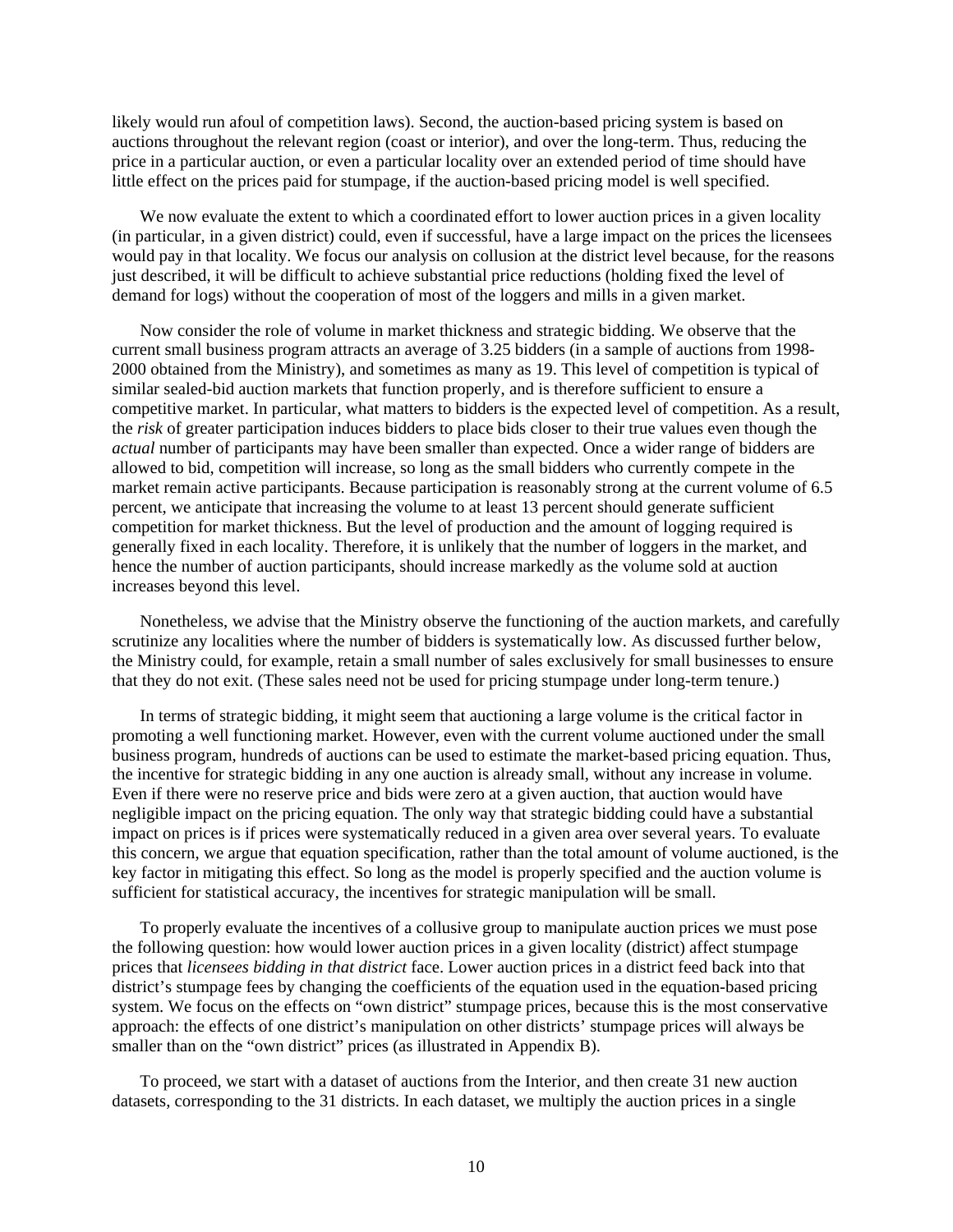likely would run afoul of competition laws). Second, the auction-based pricing system is based on auctions throughout the relevant region (coast or interior), and over the long-term. Thus, reducing the price in a particular auction, or even a particular locality over an extended period of time should have little effect on the prices paid for stumpage, if the auction-based pricing model is well specified.

We now evaluate the extent to which a coordinated effort to lower auction prices in a given locality (in particular, in a given district) could, even if successful, have a large impact on the prices the licensees would pay in that locality. We focus our analysis on collusion at the district level because, for the reasons just described, it will be difficult to achieve substantial price reductions (holding fixed the level of demand for logs) without the cooperation of most of the loggers and mills in a given market.

Now consider the role of volume in market thickness and strategic bidding. We observe that the current small business program attracts an average of 3.25 bidders (in a sample of auctions from 1998-2000 obtained from the Ministry), and sometimes as many as 19. This level of competition is typical of similar sealed-bid auction markets that function properly, and is therefore sufficient to ensure a competitive market. In particular, what matters to bidders is the expected level of competition. As a result, the *risk* of greater participation induces bidders to place bids closer to their true values even though the *actual* number of participants may have been smaller than expected. Once a wider range of bidders are allowed to bid, competition will increase, so long as the small bidders who currently compete in the market remain active participants. Because participation is reasonably strong at the current volume of 6.5 percent, we anticipate that increasing the volume to at least 13 percent should generate sufficient competition for market thickness. But the level of production and the amount of logging required is generally fixed in each locality. Therefore, it is unlikely that the number of loggers in the market, and hence the number of auction participants, should increase markedly as the volume sold at auction increases beyond this level.

Nonetheless, we advise that the Ministry observe the functioning of the auction markets, and carefully scrutinize any localities where the number of bidders is systematically low. As discussed further below, the Ministry could, for example, retain a small number of sales exclusively for small businesses to ensure that they do not exit. (These sales need not be used for pricing stumpage under long-term tenure.)

In terms of strategic bidding, it might seem that auctioning a large volume is the critical factor in promoting a well functioning market. However, even with the current volume auctioned under the small business program, hundreds of auctions can be used to estimate the market-based pricing equation. Thus, the incentive for strategic bidding in any one auction is already small, without any increase in volume. Even if there were no reserve price and bids were zero at a given auction, that auction would have negligible impact on the pricing equation. The only way that strategic bidding could have a substantial impact on prices is if prices were systematically reduced in a given area over several years. To evaluate this concern, we argue that equation specification, rather than the total amount of volume auctioned, is the key factor in mitigating this effect. So long as the model is properly specified and the auction volume is sufficient for statistical accuracy, the incentives for strategic manipulation will be small.

To properly evaluate the incentives of a collusive group to manipulate auction prices we must pose the following question: how would lower auction prices in a given locality (district) affect stumpage prices that *licensees bidding in that district* face. Lower auction prices in a district feed back into that district's stumpage fees by changing the coefficients of the equation used in the equation-based pricing system. We focus on the effects on "own district" stumpage prices, because this is the most conservative approach: the effects of one district's manipulation on other districts' stumpage prices will always be smaller than on the "own district" prices (as illustrated in Appendix B).

To proceed, we start with a dataset of auctions from the Interior, and then create 31 new auction datasets, corresponding to the 31 districts. In each dataset, we multiply the auction prices in a single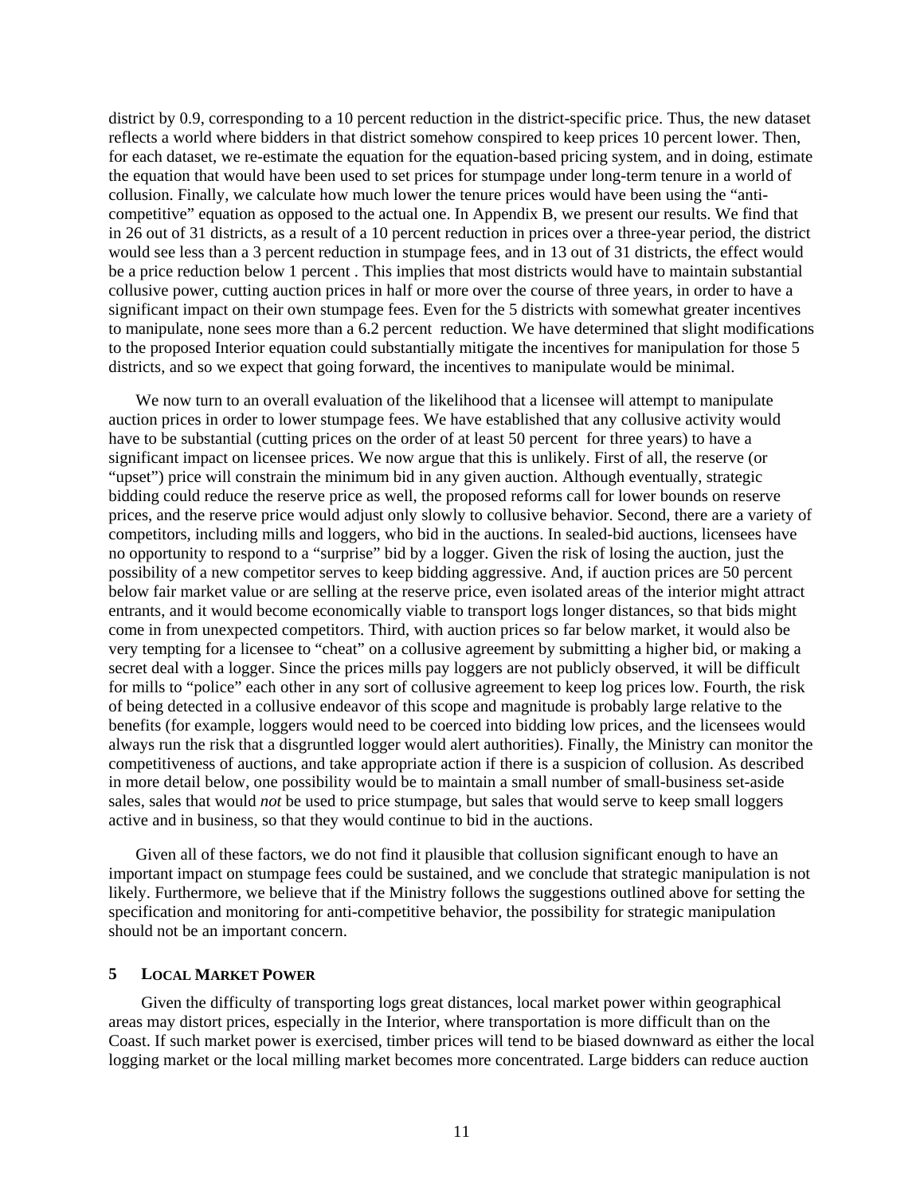district by 0.9, corresponding to a 10 percent reduction in the district-specific price. Thus, the new dataset reflects a world where bidders in that district somehow conspired to keep prices 10 percent lower. Then, for each dataset, we re-estimate the equation for the equation-based pricing system, and in doing, estimate the equation that would have been used to set prices for stumpage under long-term tenure in a world of collusion. Finally, we calculate how much lower the tenure prices would have been using the "anti-competitive" equation as opposed to the actual one. In Appendix B, we present our results. We find that in 26 out of 31 districts, as a result of a 10 percent reduction in prices over a three-year period, the district would see less than a 3 percent reduction in stumpage fees, and in 13 out of 31 districts, the effect would be a price reduction below 1 percent . This implies that most districts would have to maintain substantial collusive power, cutting auction prices in half or more over the course of three years, in order to have a significant impact on their own stumpage fees. Even for the 5 districts with somewhat greater incentives to manipulate, none sees more than a 6.2 percent reduction. We have determined that slight modifications to the proposed Interior equation could substantially mitigate the incentives for manipulation for those 5 districts, and so we expect that going forward, the incentives to manipulate would be minimal.

We now turn to an overall evaluation of the likelihood that a licensee will attempt to manipulate auction prices in order to lower stumpage fees. We have established that any collusive activity would have to be substantial (cutting prices on the order of at least 50 percent for three years) to have a significant impact on licensee prices. We now argue that this is unlikely. First of all, the reserve (or "upset") price will constrain the minimum bid in any given auction. Although eventually, strategic bidding could reduce the reserve price as well, the proposed reforms call for lower bounds on reserve prices, and the reserve price would adjust only slowly to collusive behavior. Second, there are a variety of competitors, including mills and loggers, who bid in the auctions. In sealed-bid auctions, licensees have no opportunity to respond to a "surprise" bid by a logger. Given the risk of losing the auction, just the possibility of a new competitor serves to keep bidding aggressive. And, if auction prices are 50 percent below fair market value or are selling at the reserve price, even isolated areas of the interior might attract entrants, and it would become economically viable to transport logs longer distances, so that bids might come in from unexpected competitors. Third, with auction prices so far below market, it would also be very tempting for a licensee to "cheat" on a collusive agreement by submitting a higher bid, or making a secret deal with a logger. Since the prices mills pay loggers are not publicly observed, it will be difficult for mills to "police" each other in any sort of collusive agreement to keep log prices low. Fourth, the risk of being detected in a collusive endeavor of this scope and magnitude is probably large relative to the benefits (for example, loggers would need to be coerced into bidding low prices, and the licensees would always run the risk that a disgruntled logger would alert authorities). Finally, the Ministry can monitor the competitiveness of auctions, and take appropriate action if there is a suspicion of collusion. As described in more detail below, one possibility would be to maintain a small number of small-business set-aside sales, sales that would *not* be used to price stumpage, but sales that would serve to keep small loggers active and in business, so that they would continue to bid in the auctions.

Given all of these factors, we do not find it plausible that collusion significant enough to have an important impact on stumpage fees could be sustained, and we conclude that strategic manipulation is not likely. Furthermore, we believe that if the Ministry follows the suggestions outlined above for setting the specification and monitoring for anti-competitive behavior, the possibility for strategic manipulation should not be an important concern.

## 5 LOCAL MARKET POWER

Given the difficulty of transporting logs great distances, local market power within geographical areas may distort prices, especially in the Interior, where transportation is more difficult than on the Coast. If such market power is exercised, timber prices will tend to be biased downward as either the local logging market or the local milling market becomes more concentrated. Large bidders can reduce auction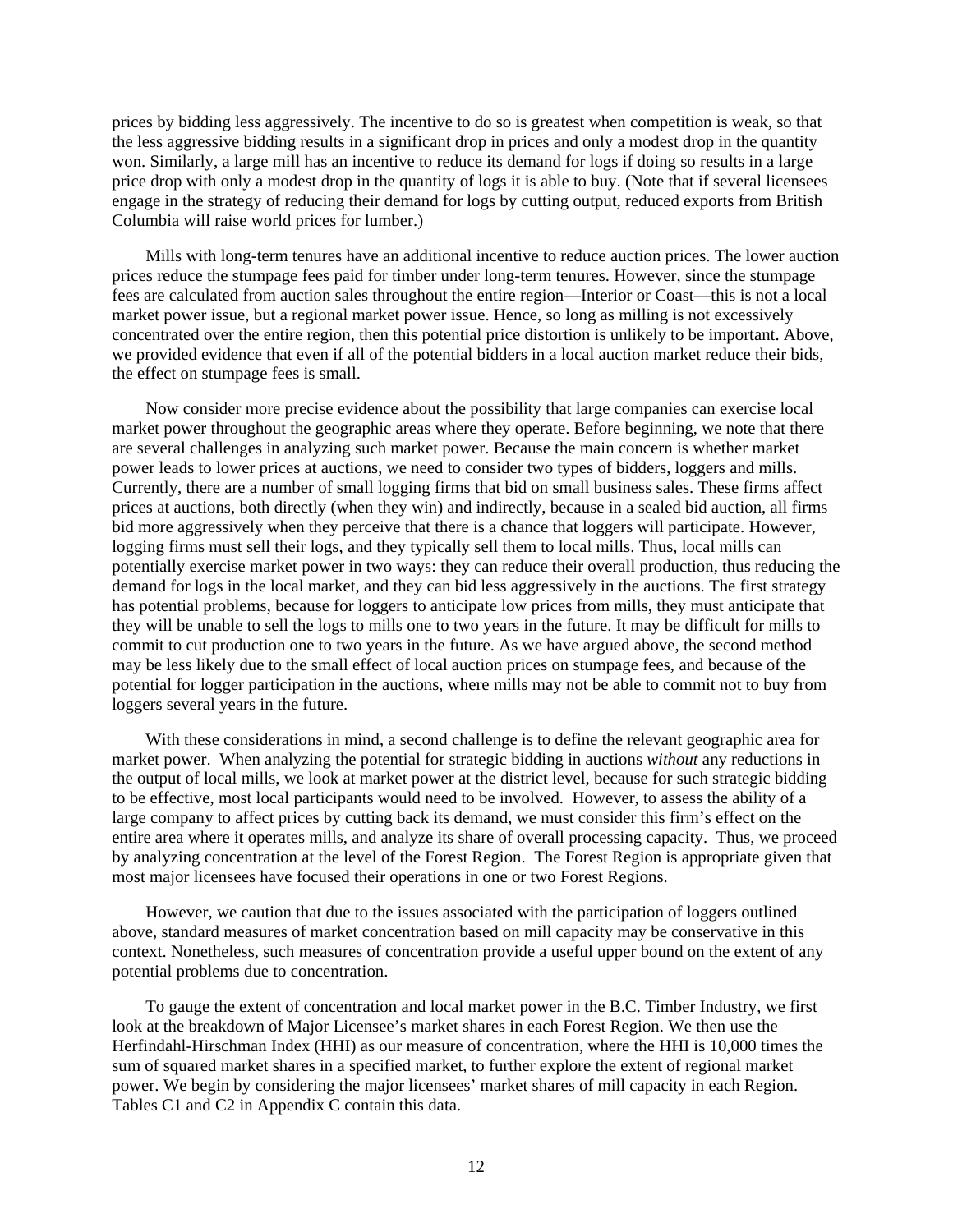prices by bidding less aggressively. The incentive to do so is greatest when competition is weak, so that the less aggressive bidding results in a significant drop in prices and only a modest drop in the quantity won. Similarly, a large mill has an incentive to reduce its demand for logs if doing so results in a large price drop with only a modest drop in the quantity of logs it is able to buy. (Note that if several licensees engage in the strategy of reducing their demand for logs by cutting output, reduced exports from British Columbia will raise world prices for lumber.)

Mills with long-term tenures have an additional incentive to reduce auction prices. The lower auction prices reduce the stumpage fees paid for timber under long-term tenures. However, since the stumpage fees are calculated from auction sales throughout the entire region—Interior or Coast—this is not a local market power issue, but a regional market power issue. Hence, so long as milling is not excessively concentrated over the entire region, then this potential price distortion is unlikely to be important. Above, we provided evidence that even if all of the potential bidders in a local auction market reduce their bids, the effect on stumpage fees is small.

Now consider more precise evidence about the possibility that large companies can exercise local market power throughout the geographic areas where they operate. Before beginning, we note that there are several challenges in analyzing such market power. Because the main concern is whether market power leads to lower prices at auctions, we need to consider two types of bidders, loggers and mills. Currently, there are a number of small logging firms that bid on small business sales. These firms affect prices at auctions, both directly (when they win) and indirectly, because in a sealed bid auction, all firms bid more aggressively when they perceive that there is a chance that loggers will participate. However, logging firms must sell their logs, and they typically sell them to local mills. Thus, local mills can potentially exercise market power in two ways: they can reduce their overall production, thus reducing the demand for logs in the local market, and they can bid less aggressively in the auctions. The first strategy has potential problems, because for loggers to anticipate low prices from mills, they must anticipate that they will be unable to sell the logs to mills one to two years in the future. It may be difficult for mills to commit to cut production one to two years in the future. As we have argued above, the second method may be less likely due to the small effect of local auction prices on stumpage fees, and because of the potential for logger participation in the auctions, where mills may not be able to commit not to buy from loggers several years in the future.

With these considerations in mind, a second challenge is to define the relevant geographic area for market power. When analyzing the potential for strategic bidding in auctions *without* any reductions in the output of local mills, we look at market power at the district level, because for such strategic bidding to be effective, most local participants would need to be involved. However, to assess the ability of a large company to affect prices by cutting back its demand, we must consider this firm's effect on the entire area where it operates mills, and analyze its share of overall processing capacity. Thus, we proceed by analyzing concentration at the level of the Forest Region. The Forest Region is appropriate given that most major licensees have focused their operations in one or two Forest Regions.

However, we caution that due to the issues associated with the participation of loggers outlined above, standard measures of market concentration based on mill capacity may be conservative in this context. Nonetheless, such measures of concentration provide a useful upper bound on the extent of any potential problems due to concentration.

To gauge the extent of concentration and local market power in the B.C. Timber Industry, we first look at the breakdown of Major Licensee's market shares in each Forest Region. We then use the Herfindahl-Hirschman Index (HHI) as our measure of concentration, where the HHI is 10,000 times the sum of squared market shares in a specified market, to further explore the extent of regional market power. We begin by considering the major licensees' market shares of mill capacity in each Region. Tables C1 and C2 in Appendix C contain this data.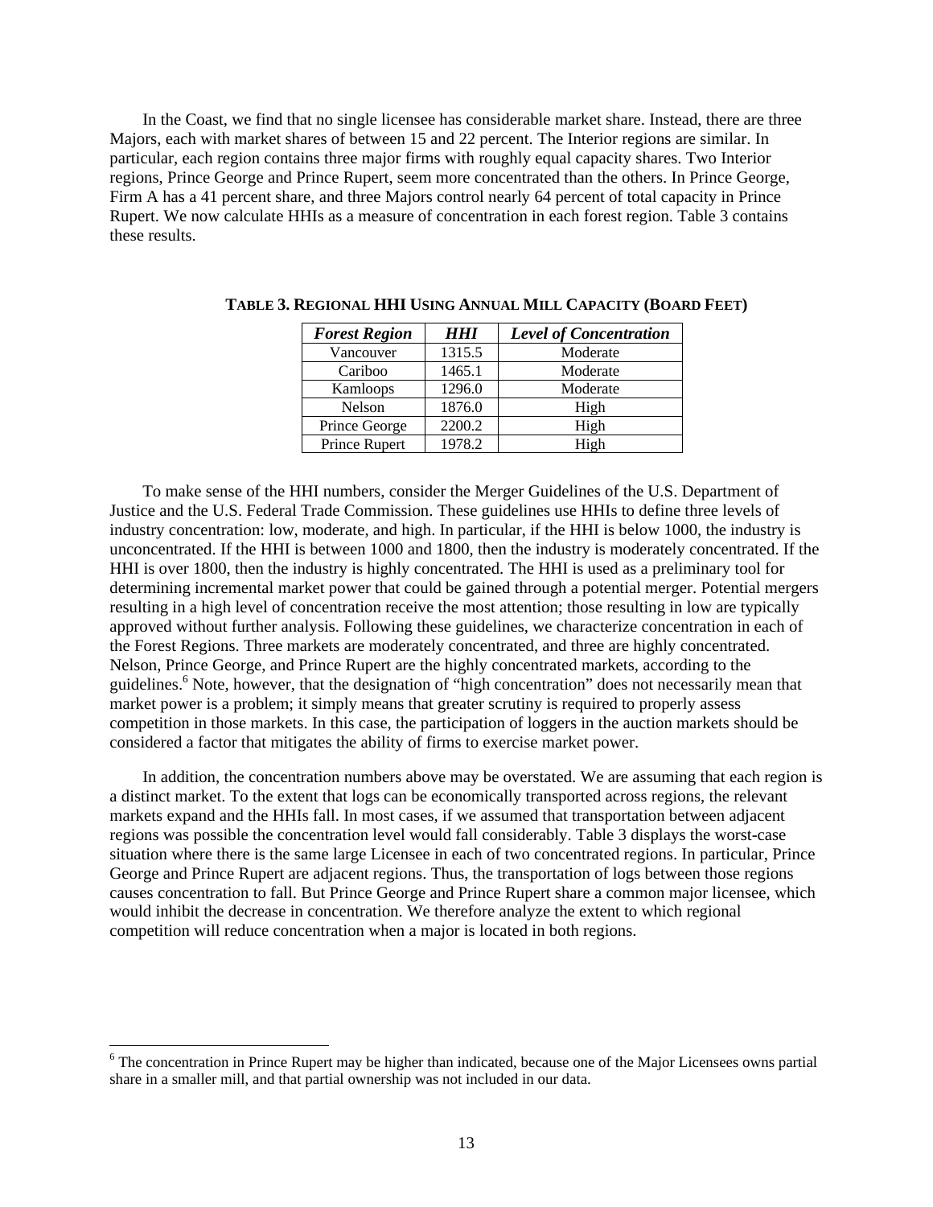In the Coast, we find that no single licensee has considerable market share. Instead, there are three Majors, each with market shares of between 15 and 22 percent. The Interior regions are similar. In particular, each region contains three major firms with roughly equal capacity shares. Two Interior regions, Prince George and Prince Rupert, seem more concentrated than the others. In Prince George, Firm A has a 41 percent share, and three Majors control nearly 64 percent of total capacity in Prince Rupert. We now calculate HHIs as a measure of concentration in each forest region. Table 3 contains these results.

**TABLE 3. REGIONAL HHI USING ANNUAL MILL CAPACITY (BOARD FEET)**

| *Forest Region* | *HHI* | *Level of Concentration* |
|---|---|---|
| Vancouver | 1315.5 | Moderate |
| Cariboo | 1465.1 | Moderate |
| Kamloops | 1296.0 | Moderate |
| Nelson | 1876.0 | High |
| Prince George | 2200.2 | High |
| Prince Rupert | 1978.2 | High |

To make sense of the HHI numbers, consider the Merger Guidelines of the U.S. Department of Justice and the U.S. Federal Trade Commission. These guidelines use HHIs to define three levels of industry concentration: low, moderate, and high. In particular, if the HHI is below 1000, the industry is unconcentrated. If the HHI is between 1000 and 1800, then the industry is moderately concentrated. If the HHI is over 1800, then the industry is highly concentrated. The HHI is used as a preliminary tool for determining incremental market power that could be gained through a potential merger. Potential mergers resulting in a high level of concentration receive the most attention; those resulting in low are typically approved without further analysis. Following these guidelines, we characterize concentration in each of the Forest Regions. Three markets are moderately concentrated, and three are highly concentrated. Nelson, Prince George, and Prince Rupert are the highly concentrated markets, according to the guidelines.[6] Note, however, that the designation of "high concentration" does not necessarily mean that market power is a problem; it simply means that greater scrutiny is required to properly assess competition in those markets. In this case, the participation of loggers in the auction markets should be considered a factor that mitigates the ability of firms to exercise market power.

In addition, the concentration numbers above may be overstated. We are assuming that each region is a distinct market. To the extent that logs can be economically transported across regions, the relevant markets expand and the HHIs fall. In most cases, if we assumed that transportation between adjacent regions was possible the concentration level would fall considerably. Table 3 displays the worst-case situation where there is the same large Licensee in each of two concentrated regions. In particular, Prince George and Prince Rupert are adjacent regions. Thus, the transportation of logs between those regions causes concentration to fall. But Prince George and Prince Rupert share a common major licensee, which would inhibit the decrease in concentration. We therefore analyze the extent to which regional competition will reduce concentration when a major is located in both regions.

[6] The concentration in Prince Rupert may be higher than indicated, because one of the Major Licensees owns partial share in a smaller mill, and that partial ownership was not included in our data.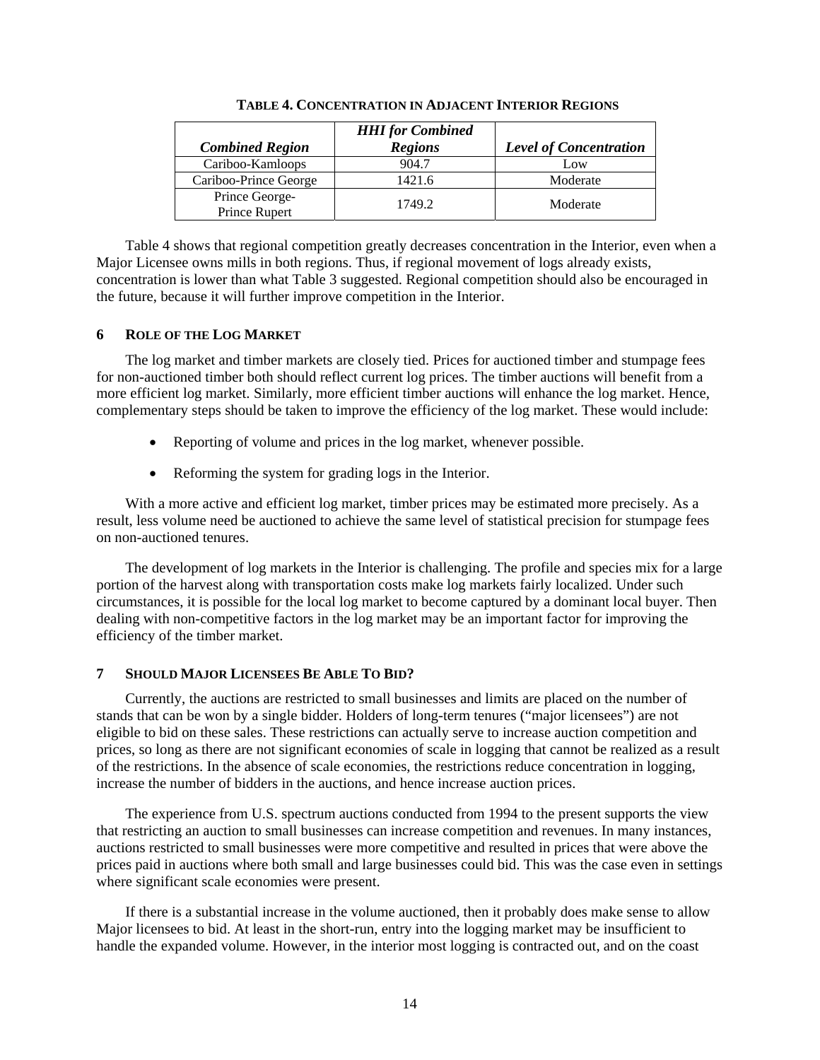**TABLE 4. CONCENTRATION IN ADJACENT INTERIOR REGIONS**

| *Combined Region* | *HHI for Combined Regions* | *Level of Concentration* |
|---|---|---|
| Cariboo-Kamloops | 904.7 | Low |
| Cariboo-Prince George | 1421.6 | Moderate |
| Prince George-Prince Rupert | 1749.2 | Moderate |

Table 4 shows that regional competition greatly decreases concentration in the Interior, even when a Major Licensee owns mills in both regions. Thus, if regional movement of logs already exists, concentration is lower than what Table 3 suggested. Regional competition should also be encouraged in the future, because it will further improve competition in the Interior.

## 6 ROLE OF THE LOG MARKET

The log market and timber markets are closely tied. Prices for auctioned timber and stumpage fees for non-auctioned timber both should reflect current log prices. The timber auctions will benefit from a more efficient log market. Similarly, more efficient timber auctions will enhance the log market. Hence, complementary steps should be taken to improve the efficiency of the log market. These would include:

- Reporting of volume and prices in the log market, whenever possible.
- Reforming the system for grading logs in the Interior.

With a more active and efficient log market, timber prices may be estimated more precisely. As a result, less volume need be auctioned to achieve the same level of statistical precision for stumpage fees on non-auctioned tenures.

The development of log markets in the Interior is challenging. The profile and species mix for a large portion of the harvest along with transportation costs make log markets fairly localized. Under such circumstances, it is possible for the local log market to become captured by a dominant local buyer. Then dealing with non-competitive factors in the log market may be an important factor for improving the efficiency of the timber market.

## 7 SHOULD MAJOR LICENSEES BE ABLE TO BID?

Currently, the auctions are restricted to small businesses and limits are placed on the number of stands that can be won by a single bidder. Holders of long-term tenures ("major licensees") are not eligible to bid on these sales. These restrictions can actually serve to increase auction competition and prices, so long as there are not significant economies of scale in logging that cannot be realized as a result of the restrictions. In the absence of scale economies, the restrictions reduce concentration in logging, increase the number of bidders in the auctions, and hence increase auction prices.

The experience from U.S. spectrum auctions conducted from 1994 to the present supports the view that restricting an auction to small businesses can increase competition and revenues. In many instances, auctions restricted to small businesses were more competitive and resulted in prices that were above the prices paid in auctions where both small and large businesses could bid. This was the case even in settings where significant scale economies were present.

If there is a substantial increase in the volume auctioned, then it probably does make sense to allow Major licensees to bid. At least in the short-run, entry into the logging market may be insufficient to handle the expanded volume. However, in the interior most logging is contracted out, and on the coast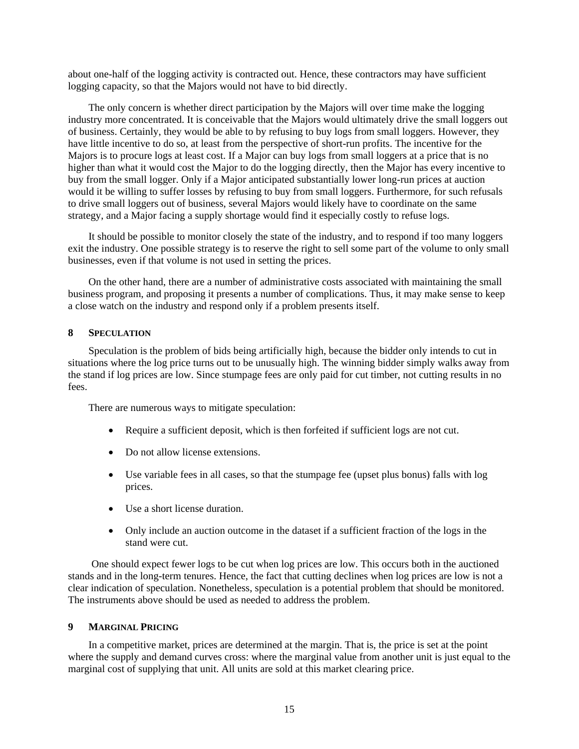about one-half of the logging activity is contracted out. Hence, these contractors may have sufficient logging capacity, so that the Majors would not have to bid directly.

The only concern is whether direct participation by the Majors will over time make the logging industry more concentrated. It is conceivable that the Majors would ultimately drive the small loggers out of business. Certainly, they would be able to by refusing to buy logs from small loggers. However, they have little incentive to do so, at least from the perspective of short-run profits. The incentive for the Majors is to procure logs at least cost. If a Major can buy logs from small loggers at a price that is no higher than what it would cost the Major to do the logging directly, then the Major has every incentive to buy from the small logger. Only if a Major anticipated substantially lower long-run prices at auction would it be willing to suffer losses by refusing to buy from small loggers. Furthermore, for such refusals to drive small loggers out of business, several Majors would likely have to coordinate on the same strategy, and a Major facing a supply shortage would find it especially costly to refuse logs.

It should be possible to monitor closely the state of the industry, and to respond if too many loggers exit the industry. One possible strategy is to reserve the right to sell some part of the volume to only small businesses, even if that volume is not used in setting the prices.

On the other hand, there are a number of administrative costs associated with maintaining the small business program, and proposing it presents a number of complications. Thus, it may make sense to keep a close watch on the industry and respond only if a problem presents itself.

## 8 Speculation

Speculation is the problem of bids being artificially high, because the bidder only intends to cut in situations where the log price turns out to be unusually high. The winning bidder simply walks away from the stand if log prices are low. Since stumpage fees are only paid for cut timber, not cutting results in no fees.

There are numerous ways to mitigate speculation:

- Require a sufficient deposit, which is then forfeited if sufficient logs are not cut.
- Do not allow license extensions.
- Use variable fees in all cases, so that the stumpage fee (upset plus bonus) falls with log prices.
- Use a short license duration.
- Only include an auction outcome in the dataset if a sufficient fraction of the logs in the stand were cut.

One should expect fewer logs to be cut when log prices are low. This occurs both in the auctioned stands and in the long-term tenures. Hence, the fact that cutting declines when log prices are low is not a clear indication of speculation. Nonetheless, speculation is a potential problem that should be monitored. The instruments above should be used as needed to address the problem.

## 9 Marginal Pricing

In a competitive market, prices are determined at the margin. That is, the price is set at the point where the supply and demand curves cross: where the marginal value from another unit is just equal to the marginal cost of supplying that unit. All units are sold at this market clearing price.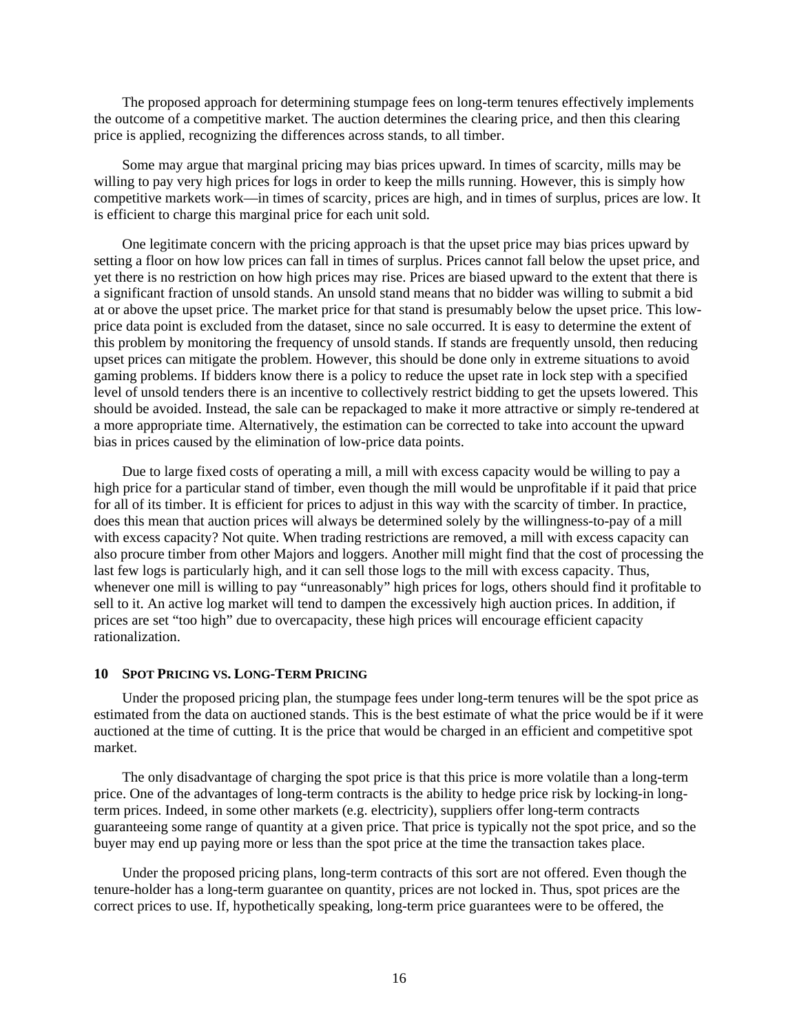The proposed approach for determining stumpage fees on long-term tenures effectively implements the outcome of a competitive market. The auction determines the clearing price, and then this clearing price is applied, recognizing the differences across stands, to all timber.

Some may argue that marginal pricing may bias prices upward. In times of scarcity, mills may be willing to pay very high prices for logs in order to keep the mills running. However, this is simply how competitive markets work—in times of scarcity, prices are high, and in times of surplus, prices are low. It is efficient to charge this marginal price for each unit sold.

One legitimate concern with the pricing approach is that the upset price may bias prices upward by setting a floor on how low prices can fall in times of surplus. Prices cannot fall below the upset price, and yet there is no restriction on how high prices may rise. Prices are biased upward to the extent that there is a significant fraction of unsold stands. An unsold stand means that no bidder was willing to submit a bid at or above the upset price. The market price for that stand is presumably below the upset price. This low-price data point is excluded from the dataset, since no sale occurred. It is easy to determine the extent of this problem by monitoring the frequency of unsold stands. If stands are frequently unsold, then reducing upset prices can mitigate the problem. However, this should be done only in extreme situations to avoid gaming problems. If bidders know there is a policy to reduce the upset rate in lock step with a specified level of unsold tenders there is an incentive to collectively restrict bidding to get the upsets lowered. This should be avoided. Instead, the sale can be repackaged to make it more attractive or simply re-tendered at a more appropriate time. Alternatively, the estimation can be corrected to take into account the upward bias in prices caused by the elimination of low-price data points.

Due to large fixed costs of operating a mill, a mill with excess capacity would be willing to pay a high price for a particular stand of timber, even though the mill would be unprofitable if it paid that price for all of its timber. It is efficient for prices to adjust in this way with the scarcity of timber. In practice, does this mean that auction prices will always be determined solely by the willingness-to-pay of a mill with excess capacity? Not quite. When trading restrictions are removed, a mill with excess capacity can also procure timber from other Majors and loggers. Another mill might find that the cost of processing the last few logs is particularly high, and it can sell those logs to the mill with excess capacity. Thus, whenever one mill is willing to pay "unreasonably" high prices for logs, others should find it profitable to sell to it. An active log market will tend to dampen the excessively high auction prices. In addition, if prices are set "too high" due to overcapacity, these high prices will encourage efficient capacity rationalization.

## 10 Spot Pricing vs. Long-Term Pricing

Under the proposed pricing plan, the stumpage fees under long-term tenures will be the spot price as estimated from the data on auctioned stands. This is the best estimate of what the price would be if it were auctioned at the time of cutting. It is the price that would be charged in an efficient and competitive spot market.

The only disadvantage of charging the spot price is that this price is more volatile than a long-term price. One of the advantages of long-term contracts is the ability to hedge price risk by locking-in long-term prices. Indeed, in some other markets (e.g. electricity), suppliers offer long-term contracts guaranteeing some range of quantity at a given price. That price is typically not the spot price, and so the buyer may end up paying more or less than the spot price at the time the transaction takes place.

Under the proposed pricing plans, long-term contracts of this sort are not offered. Even though the tenure-holder has a long-term guarantee on quantity, prices are not locked in. Thus, spot prices are the correct prices to use. If, hypothetically speaking, long-term price guarantees were to be offered, the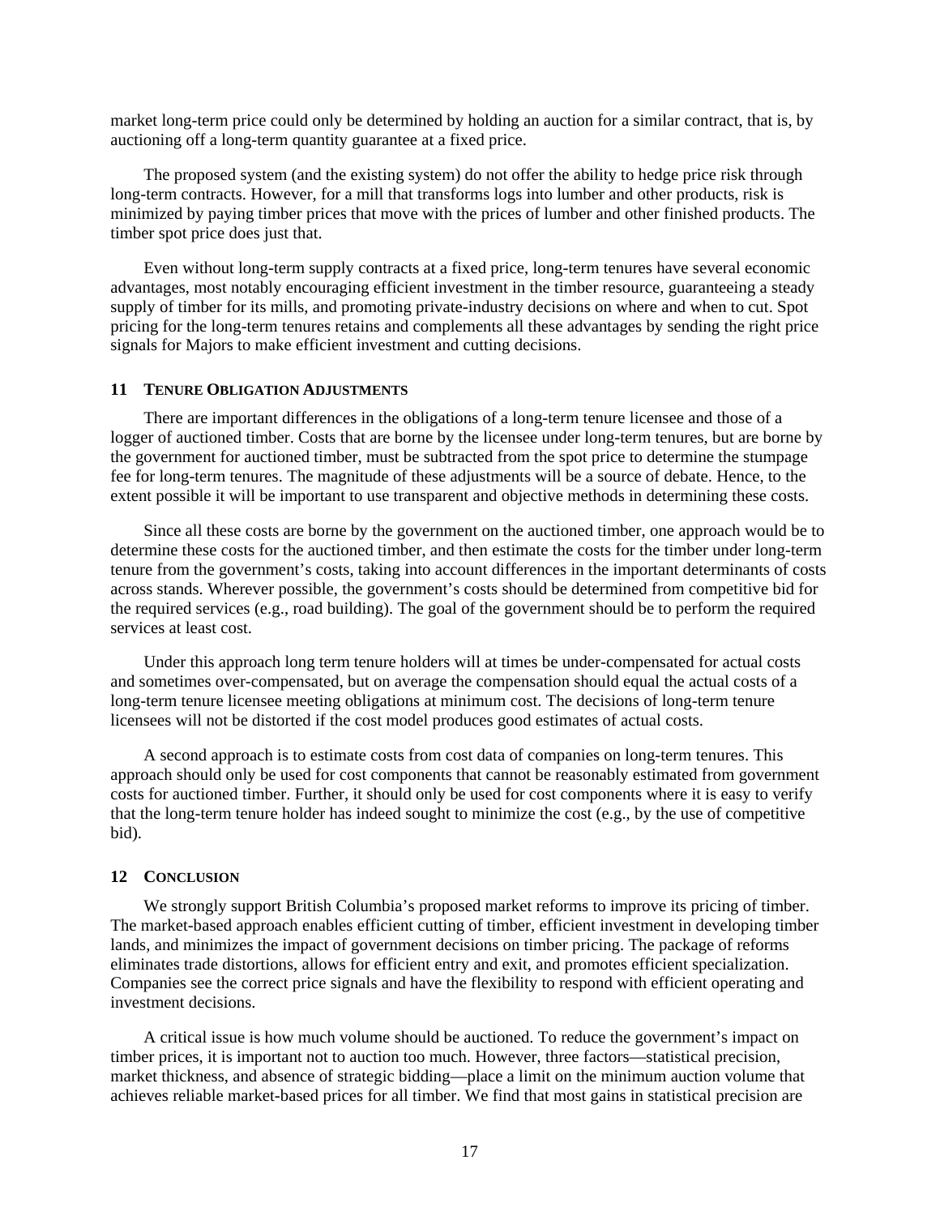market long-term price could only be determined by holding an auction for a similar contract, that is, by auctioning off a long-term quantity guarantee at a fixed price.

The proposed system (and the existing system) do not offer the ability to hedge price risk through long-term contracts. However, for a mill that transforms logs into lumber and other products, risk is minimized by paying timber prices that move with the prices of lumber and other finished products. The timber spot price does just that.

Even without long-term supply contracts at a fixed price, long-term tenures have several economic advantages, most notably encouraging efficient investment in the timber resource, guaranteeing a steady supply of timber for its mills, and promoting private-industry decisions on where and when to cut. Spot pricing for the long-term tenures retains and complements all these advantages by sending the right price signals for Majors to make efficient investment and cutting decisions.

## 11 Tenure Obligation Adjustments

There are important differences in the obligations of a long-term tenure licensee and those of a logger of auctioned timber. Costs that are borne by the licensee under long-term tenures, but are borne by the government for auctioned timber, must be subtracted from the spot price to determine the stumpage fee for long-term tenures. The magnitude of these adjustments will be a source of debate. Hence, to the extent possible it will be important to use transparent and objective methods in determining these costs.

Since all these costs are borne by the government on the auctioned timber, one approach would be to determine these costs for the auctioned timber, and then estimate the costs for the timber under long-term tenure from the government's costs, taking into account differences in the important determinants of costs across stands. Wherever possible, the government's costs should be determined from competitive bid for the required services (e.g., road building). The goal of the government should be to perform the required services at least cost.

Under this approach long term tenure holders will at times be under-compensated for actual costs and sometimes over-compensated, but on average the compensation should equal the actual costs of a long-term tenure licensee meeting obligations at minimum cost. The decisions of long-term tenure licensees will not be distorted if the cost model produces good estimates of actual costs.

A second approach is to estimate costs from cost data of companies on long-term tenures. This approach should only be used for cost components that cannot be reasonably estimated from government costs for auctioned timber. Further, it should only be used for cost components where it is easy to verify that the long-term tenure holder has indeed sought to minimize the cost (e.g., by the use of competitive bid).

## 12 Conclusion

We strongly support British Columbia's proposed market reforms to improve its pricing of timber. The market-based approach enables efficient cutting of timber, efficient investment in developing timber lands, and minimizes the impact of government decisions on timber pricing. The package of reforms eliminates trade distortions, allows for efficient entry and exit, and promotes efficient specialization. Companies see the correct price signals and have the flexibility to respond with efficient operating and investment decisions.

A critical issue is how much volume should be auctioned. To reduce the government's impact on timber prices, it is important not to auction too much. However, three factors—statistical precision, market thickness, and absence of strategic bidding—place a limit on the minimum auction volume that achieves reliable market-based prices for all timber. We find that most gains in statistical precision are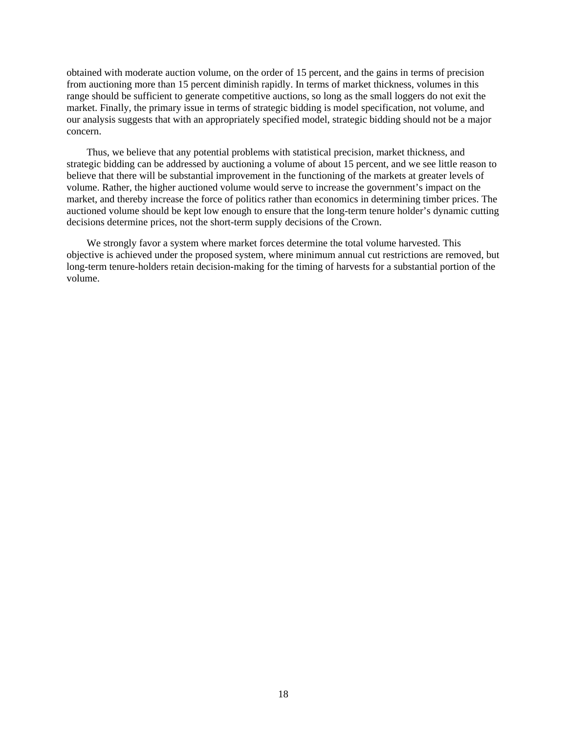obtained with moderate auction volume, on the order of 15 percent, and the gains in terms of precision from auctioning more than 15 percent diminish rapidly. In terms of market thickness, volumes in this range should be sufficient to generate competitive auctions, so long as the small loggers do not exit the market. Finally, the primary issue in terms of strategic bidding is model specification, not volume, and our analysis suggests that with an appropriately specified model, strategic bidding should not be a major concern.

Thus, we believe that any potential problems with statistical precision, market thickness, and strategic bidding can be addressed by auctioning a volume of about 15 percent, and we see little reason to believe that there will be substantial improvement in the functioning of the markets at greater levels of volume. Rather, the higher auctioned volume would serve to increase the government's impact on the market, and thereby increase the force of politics rather than economics in determining timber prices. The auctioned volume should be kept low enough to ensure that the long-term tenure holder's dynamic cutting decisions determine prices, not the short-term supply decisions of the Crown.

We strongly favor a system where market forces determine the total volume harvested. This objective is achieved under the proposed system, where minimum annual cut restrictions are removed, but long-term tenure-holders retain decision-making for the timing of harvests for a substantial portion of the volume.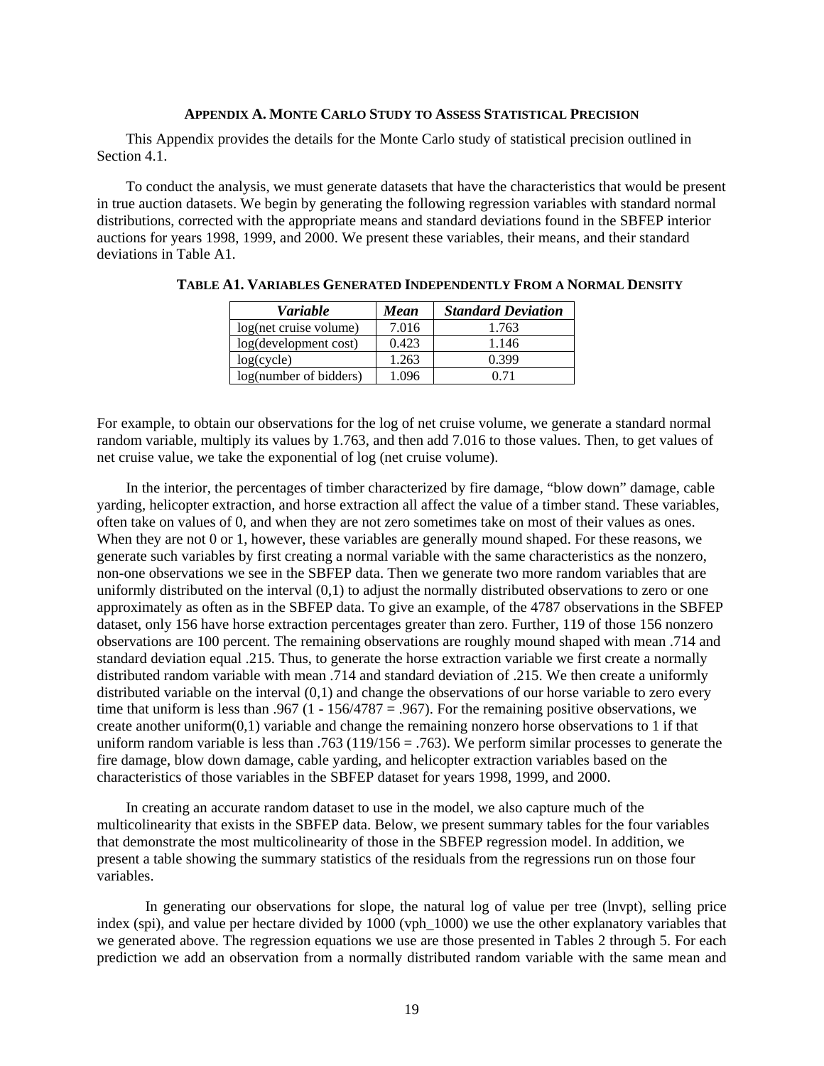## Appendix A. Monte Carlo Study to Assess Statistical Precision

This Appendix provides the details for the Monte Carlo study of statistical precision outlined in Section 4.1.

To conduct the analysis, we must generate datasets that have the characteristics that would be present in true auction datasets. We begin by generating the following regression variables with standard normal distributions, corrected with the appropriate means and standard deviations found in the SBFEP interior auctions for years 1998, 1999, and 2000. We present these variables, their means, and their standard deviations in Table A1.

**Table A1. Variables Generated Independently From a Normal Density**

| *Variable* | *Mean* | *Standard Deviation* |
|---|---|---|
| log(net cruise volume) | 7.016 | 1.763 |
| log(development cost) | 0.423 | 1.146 |
| log(cycle) | 1.263 | 0.399 |
| log(number of bidders) | 1.096 | 0.71 |

For example, to obtain our observations for the log of net cruise volume, we generate a standard normal random variable, multiply its values by 1.763, and then add 7.016 to those values. Then, to get values of net cruise value, we take the exponential of log (net cruise volume).

In the interior, the percentages of timber characterized by fire damage, "blow down" damage, cable yarding, helicopter extraction, and horse extraction all affect the value of a timber stand. These variables, often take on values of 0, and when they are not zero sometimes take on most of their values as ones. When they are not 0 or 1, however, these variables are generally mound shaped. For these reasons, we generate such variables by first creating a normal variable with the same characteristics as the nonzero, non-one observations we see in the SBFEP data. Then we generate two more random variables that are uniformly distributed on the interval (0,1) to adjust the normally distributed observations to zero or one approximately as often as in the SBFEP data. To give an example, of the 4787 observations in the SBFEP dataset, only 156 have horse extraction percentages greater than zero. Further, 119 of those 156 nonzero observations are 100 percent. The remaining observations are roughly mound shaped with mean .714 and standard deviation equal .215. Thus, to generate the horse extraction variable we first create a normally distributed random variable with mean .714 and standard deviation of .215. We then create a uniformly distributed variable on the interval (0,1) and change the observations of our horse variable to zero every time that uniform is less than .967 (1 - 156/4787 = .967). For the remaining positive observations, we create another uniform(0,1) variable and change the remaining nonzero horse observations to 1 if that uniform random variable is less than .763 (119/156 = .763). We perform similar processes to generate the fire damage, blow down damage, cable yarding, and helicopter extraction variables based on the characteristics of those variables in the SBFEP dataset for years 1998, 1999, and 2000.

In creating an accurate random dataset to use in the model, we also capture much of the multicolinearity that exists in the SBFEP data. Below, we present summary tables for the four variables that demonstrate the most multicolinearity of those in the SBFEP regression model. In addition, we present a table showing the summary statistics of the residuals from the regressions run on those four variables.

In generating our observations for slope, the natural log of value per tree (lnvpt), selling price index (spi), and value per hectare divided by 1000 (vph_1000) we use the other explanatory variables that we generated above. The regression equations we use are those presented in Tables 2 through 5. For each prediction we add an observation from a normally distributed random variable with the same mean and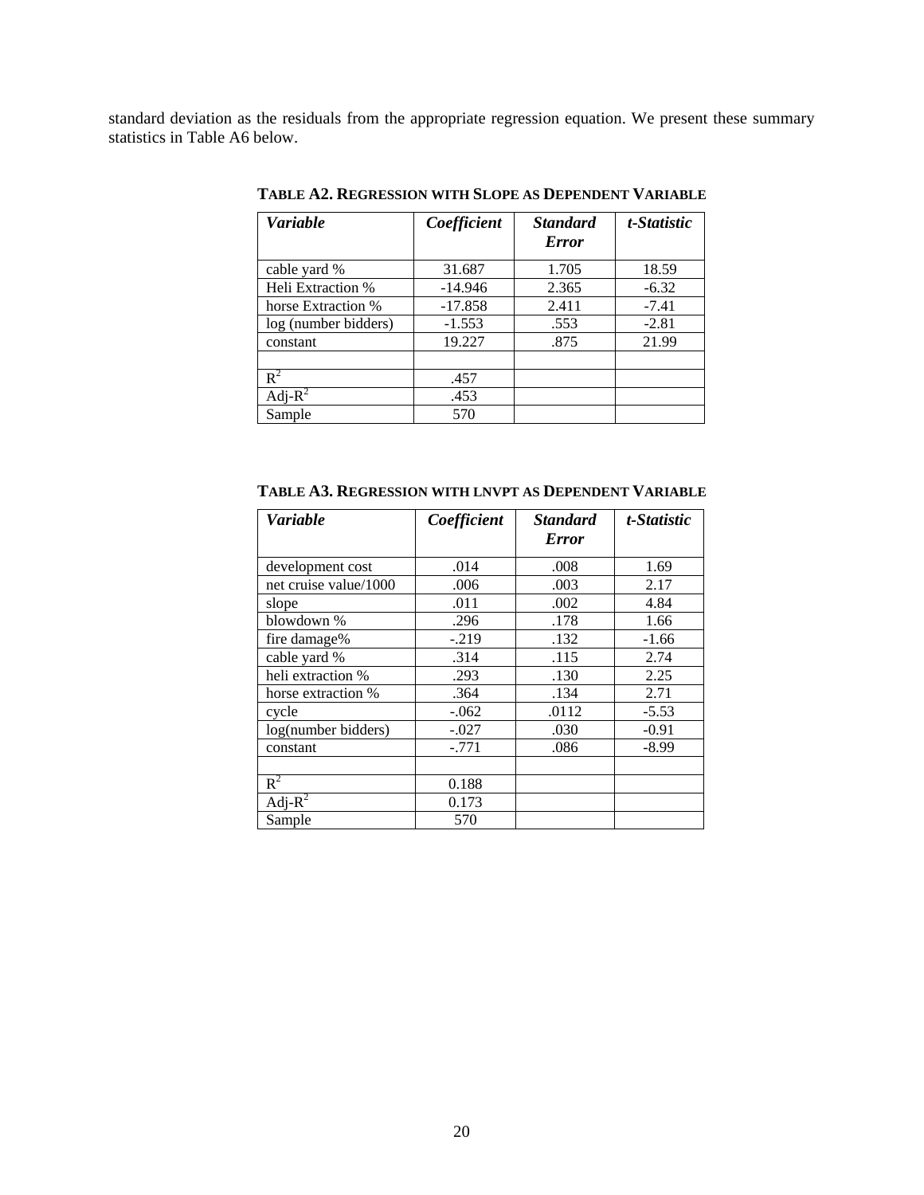standard deviation as the residuals from the appropriate regression equation. We present these summary statistics in Table A6 below.

**TABLE A2. REGRESSION WITH SLOPE AS DEPENDENT VARIABLE**

| *Variable* | *Coefficient* | *Standard Error* | *t-Statistic* |
|---|---|---|---|
| cable yard % | 31.687 | 1.705 | 18.59 |
| Heli Extraction % | -14.946 | 2.365 | -6.32 |
| horse Extraction % | -17.858 | 2.411 | -7.41 |
| log (number bidders) | -1.553 | .553 | -2.81 |
| constant | 19.227 | .875 | 21.99 |
| | | | |
| $R^2$ | .457 | | |
| Adj-$R^2$ | .453 | | |
| Sample | 570 | | |

**TABLE A3. REGRESSION WITH LNVPT AS DEPENDENT VARIABLE**

| *Variable* | *Coefficient* | *Standard Error* | *t-Statistic* |
|---|---|---|---|
| development cost | .014 | .008 | 1.69 |
| net cruise value/1000 | .006 | .003 | 2.17 |
| slope | .011 | .002 | 4.84 |
| blowdown % | .296 | .178 | 1.66 |
| fire damage% | -.219 | .132 | -1.66 |
| cable yard % | .314 | .115 | 2.74 |
| heli extraction % | .293 | .130 | 2.25 |
| horse extraction % | .364 | .134 | 2.71 |
| cycle | -.062 | .0112 | -5.53 |
| log(number bidders) | -.027 | .030 | -0.91 |
| constant | -.771 | .086 | -8.99 |
| | | | |
| $R^2$ | 0.188 | | |
| Adj-$R^2$ | 0.173 | | |
| Sample | 570 | | |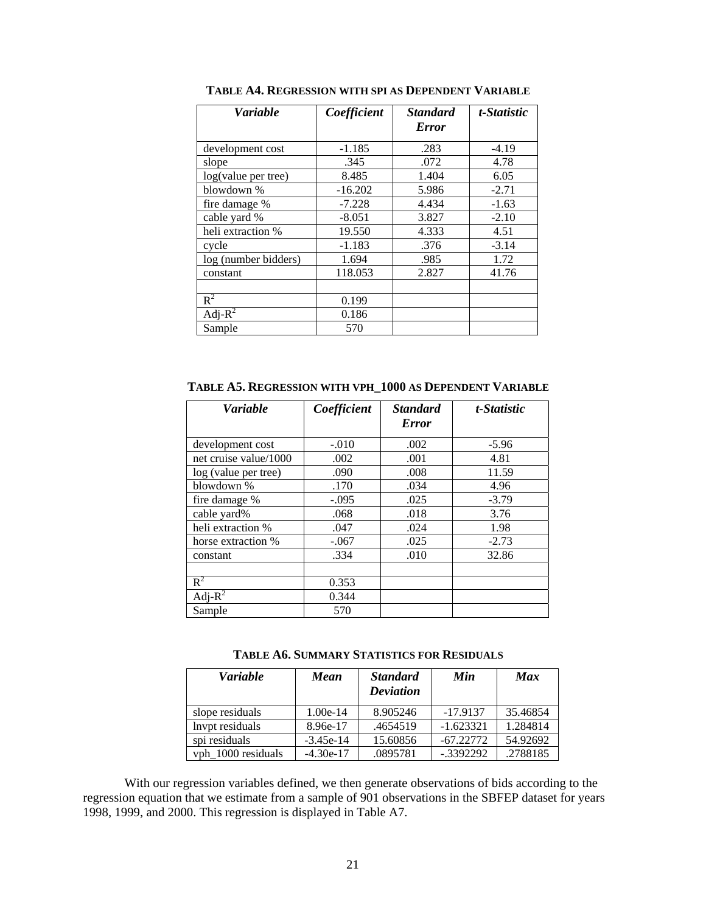**TABLE A4. REGRESSION WITH SPI AS DEPENDENT VARIABLE**

| *Variable* | *Coefficient* | *Standard Error* | *t-Statistic* |
|---|---|---|---|
| development cost | -1.185 | .283 | -4.19 |
| slope | .345 | .072 | 4.78 |
| log(value per tree) | 8.485 | 1.404 | 6.05 |
| blowdown % | -16.202 | 5.986 | -2.71 |
| fire damage % | -7.228 | 4.434 | -1.63 |
| cable yard % | -8.051 | 3.827 | -2.10 |
| heli extraction % | 19.550 | 4.333 | 4.51 |
| cycle | -1.183 | .376 | -3.14 |
| log (number bidders) | 1.694 | .985 | 1.72 |
| constant | 118.053 | 2.827 | 41.76 |
| | | | |
| $R^2$ | 0.199 | | |
| Adj-$R^2$ | 0.186 | | |
| Sample | 570 | | |

**TABLE A5. REGRESSION WITH VPH_1000 AS DEPENDENT VARIABLE**

| *Variable* | *Coefficient* | *Standard Error* | *t-Statistic* |
|---|---|---|---|
| development cost | -.010 | .002 | -5.96 |
| net cruise value/1000 | .002 | .001 | 4.81 |
| log (value per tree) | .090 | .008 | 11.59 |
| blowdown % | .170 | .034 | 4.96 |
| fire damage % | -.095 | .025 | -3.79 |
| cable yard% | .068 | .018 | 3.76 |
| heli extraction % | .047 | .024 | 1.98 |
| horse extraction % | -.067 | .025 | -2.73 |
| constant | .334 | .010 | 32.86 |
| | | | |
| $R^2$ | 0.353 | | |
| Adj-$R^2$ | 0.344 | | |
| Sample | 570 | | |

**TABLE A6. SUMMARY STATISTICS FOR RESIDUALS**

| *Variable* | *Mean* | *Standard Deviation* | *Min* | *Max* |
|---|---|---|---|---|
| slope residuals | 1.00e-14 | 8.905246 | -17.9137 | 35.46854 |
| lnvpt residuals | 8.96e-17 | .4654519 | -1.623321 | 1.284814 |
| spi residuals | -3.45e-14 | 15.60856 | -67.22772 | 54.92692 |
| vph_1000 residuals | -4.30e-17 | .0895781 | -.3392292 | .2788185 |

With our regression variables defined, we then generate observations of bids according to the regression equation that we estimate from a sample of 901 observations in the SBFEP dataset for years 1998, 1999, and 2000. This regression is displayed in Table A7.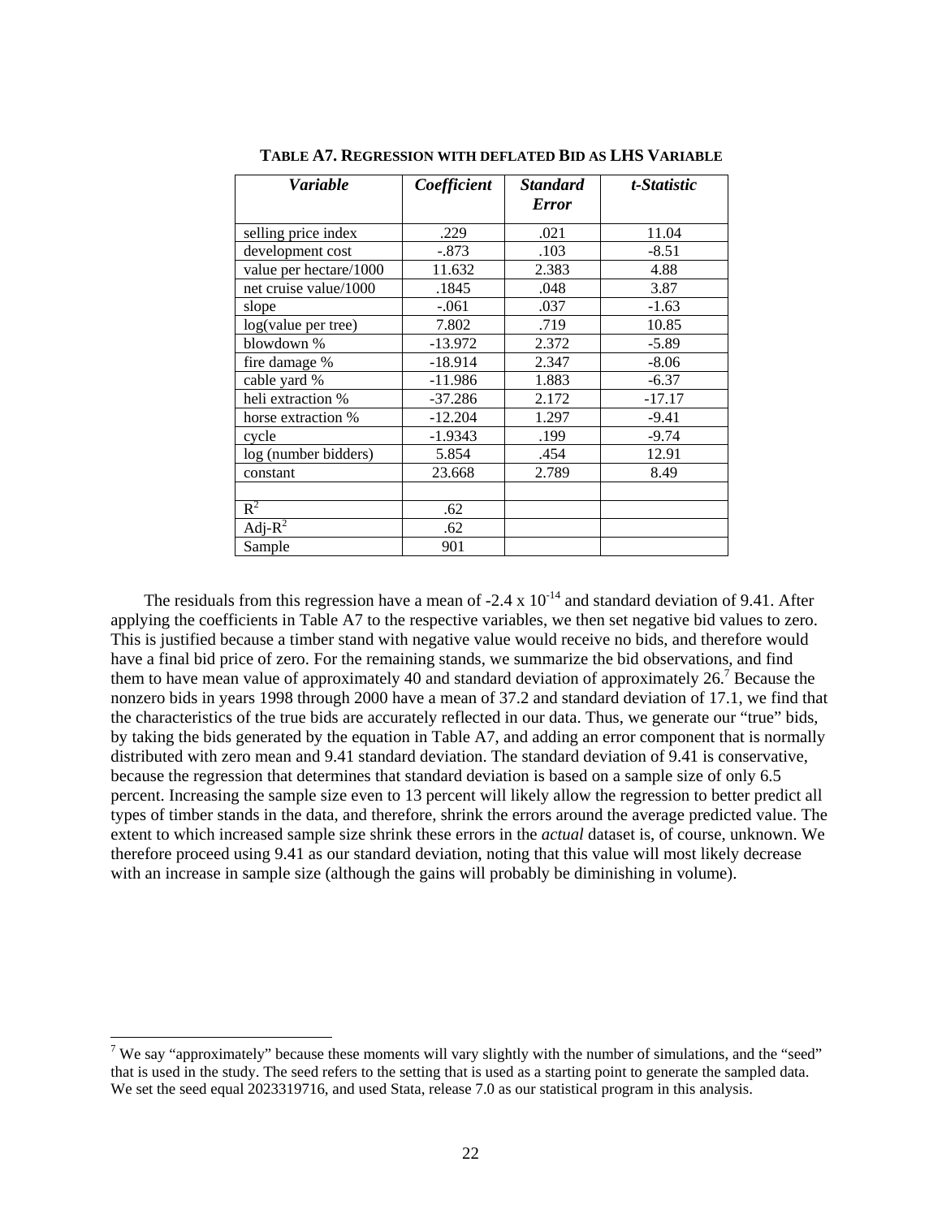**TABLE A7. REGRESSION WITH DEFLATED BID AS LHS VARIABLE**

| *Variable* | *Coefficient* | *Standard Error* | *t-Statistic* |
|---|---|---|---|
| selling price index | .229 | .021 | 11.04 |
| development cost | -.873 | .103 | -8.51 |
| value per hectare/1000 | 11.632 | 2.383 | 4.88 |
| net cruise value/1000 | .1845 | .048 | 3.87 |
| slope | -.061 | .037 | -1.63 |
| log(value per tree) | 7.802 | .719 | 10.85 |
| blowdown % | -13.972 | 2.372 | -5.89 |
| fire damage % | -18.914 | 2.347 | -8.06 |
| cable yard % | -11.986 | 1.883 | -6.37 |
| heli extraction % | -37.286 | 2.172 | -17.17 |
| horse extraction % | -12.204 | 1.297 | -9.41 |
| cycle | -1.9343 | .199 | -9.74 |
| log (number bidders) | 5.854 | .454 | 12.91 |
| constant | 23.668 | 2.789 | 8.49 |
| | | | |
| $R^2$ | .62 | | |
| Adj-$R^2$ | .62 | | |
| Sample | 901 | | |

The residuals from this regression have a mean of $-2.4 \times 10^{-14}$ and standard deviation of 9.41. After applying the coefficients in Table A7 to the respective variables, we then set negative bid values to zero. This is justified because a timber stand with negative value would receive no bids, and therefore would have a final bid price of zero. For the remaining stands, we summarize the bid observations, and find them to have mean value of approximately 40 and standard deviation of approximately 26.[7] Because the nonzero bids in years 1998 through 2000 have a mean of 37.2 and standard deviation of 17.1, we find that the characteristics of the true bids are accurately reflected in our data. Thus, we generate our "true" bids, by taking the bids generated by the equation in Table A7, and adding an error component that is normally distributed with zero mean and 9.41 standard deviation. The standard deviation of 9.41 is conservative, because the regression that determines that standard deviation is based on a sample size of only 6.5 percent. Increasing the sample size even to 13 percent will likely allow the regression to better predict all types of timber stands in the data, and therefore, shrink the errors around the average predicted value. The extent to which increased sample size shrink these errors in the *actual* dataset is, of course, unknown. We therefore proceed using 9.41 as our standard deviation, noting that this value will most likely decrease with an increase in sample size (although the gains will probably be diminishing in volume).

[7] We say "approximately" because these moments will vary slightly with the number of simulations, and the "seed" that is used in the study. The seed refers to the setting that is used as a starting point to generate the sampled data. We set the seed equal 2023319716, and used Stata, release 7.0 as our statistical program in this analysis.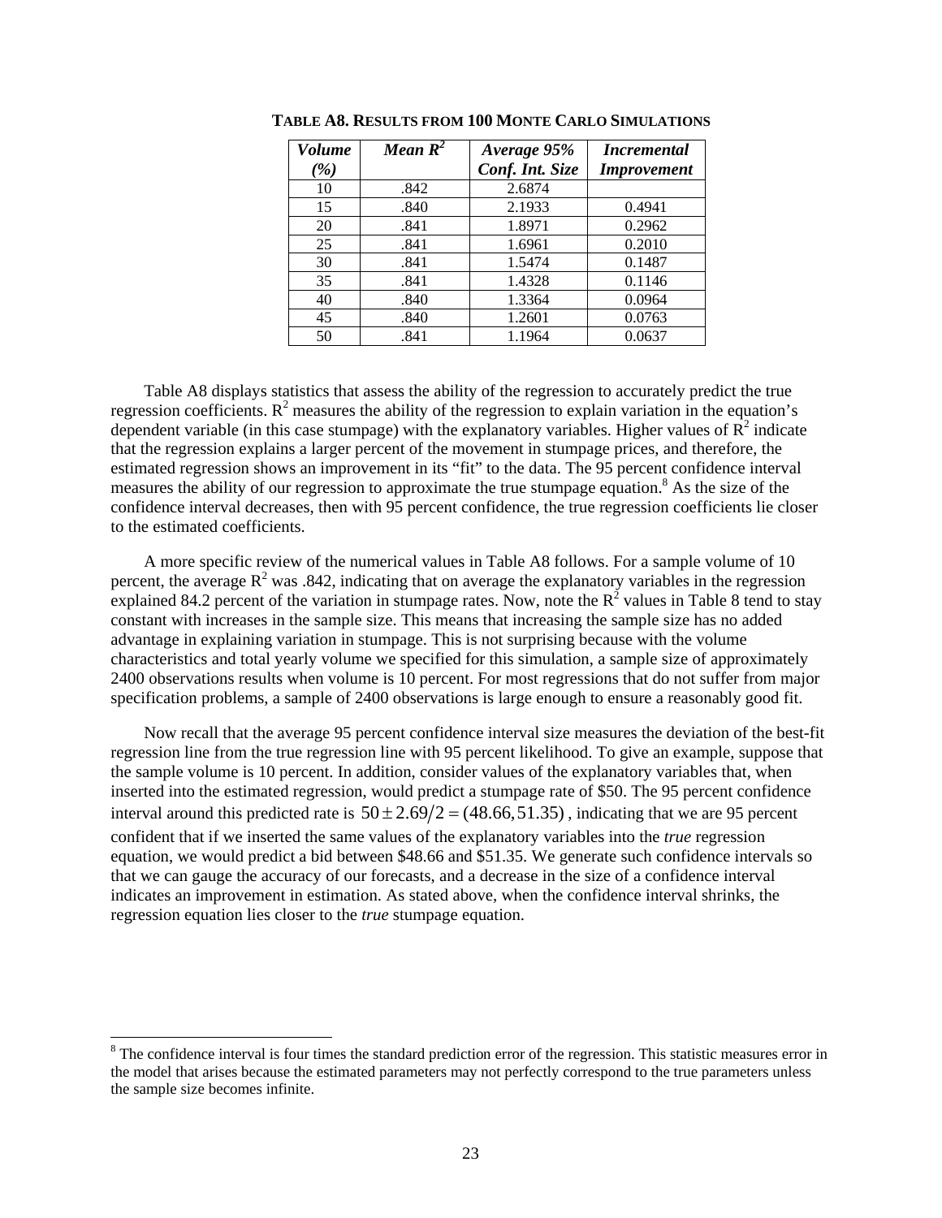**TABLE A8. RESULTS FROM 100 MONTE CARLO SIMULATIONS**

| *Volume (%)* | *Mean $R^2$* | *Average 95% Conf. Int. Size* | *Incremental Improvement* |
|---|---|---|---|
| 10 | .842 | 2.6874 | |
| 15 | .840 | 2.1933 | 0.4941 |
| 20 | .841 | 1.8971 | 0.2962 |
| 25 | .841 | 1.6961 | 0.2010 |
| 30 | .841 | 1.5474 | 0.1487 |
| 35 | .841 | 1.4328 | 0.1146 |
| 40 | .840 | 1.3364 | 0.0964 |
| 45 | .840 | 1.2601 | 0.0763 |
| 50 | .841 | 1.1964 | 0.0637 |

Table A8 displays statistics that assess the ability of the regression to accurately predict the true regression coefficients. $R^2$ measures the ability of the regression to explain variation in the equation's dependent variable (in this case stumpage) with the explanatory variables. Higher values of $R^2$ indicate that the regression explains a larger percent of the movement in stumpage prices, and therefore, the estimated regression shows an improvement in its "fit" to the data. The 95 percent confidence interval measures the ability of our regression to approximate the true stumpage equation.[8] As the size of the confidence interval decreases, then with 95 percent confidence, the true regression coefficients lie closer to the estimated coefficients.

A more specific review of the numerical values in Table A8 follows. For a sample volume of 10 percent, the average $R^2$ was .842, indicating that on average the explanatory variables in the regression explained 84.2 percent of the variation in stumpage rates. Now, note the $R^2$ values in Table 8 tend to stay constant with increases in the sample size. This means that increasing the sample size has no added advantage in explaining variation in stumpage. This is not surprising because with the volume characteristics and total yearly volume we specified for this simulation, a sample size of approximately 2400 observations results when volume is 10 percent. For most regressions that do not suffer from major specification problems, a sample of 2400 observations is large enough to ensure a reasonably good fit.

Now recall that the average 95 percent confidence interval size measures the deviation of the best-fit regression line from the true regression line with 95 percent likelihood. To give an example, suppose that the sample volume is 10 percent. In addition, consider values of the explanatory variables that, when inserted into the estimated regression, would predict a stumpage rate of $50. The 95 percent confidence interval around this predicted rate is $50 \pm 2.69/2 = (48.66, 51.35)$, indicating that we are 95 percent confident that if we inserted the same values of the explanatory variables into the *true* regression equation, we would predict a bid between $48.66 and $51.35. We generate such confidence intervals so that we can gauge the accuracy of our forecasts, and a decrease in the size of a confidence interval indicates an improvement in estimation. As stated above, when the confidence interval shrinks, the regression equation lies closer to the *true* stumpage equation.

[8] The confidence interval is four times the standard prediction error of the regression. This statistic measures error in the model that arises because the estimated parameters may not perfectly correspond to the true parameters unless the sample size becomes infinite.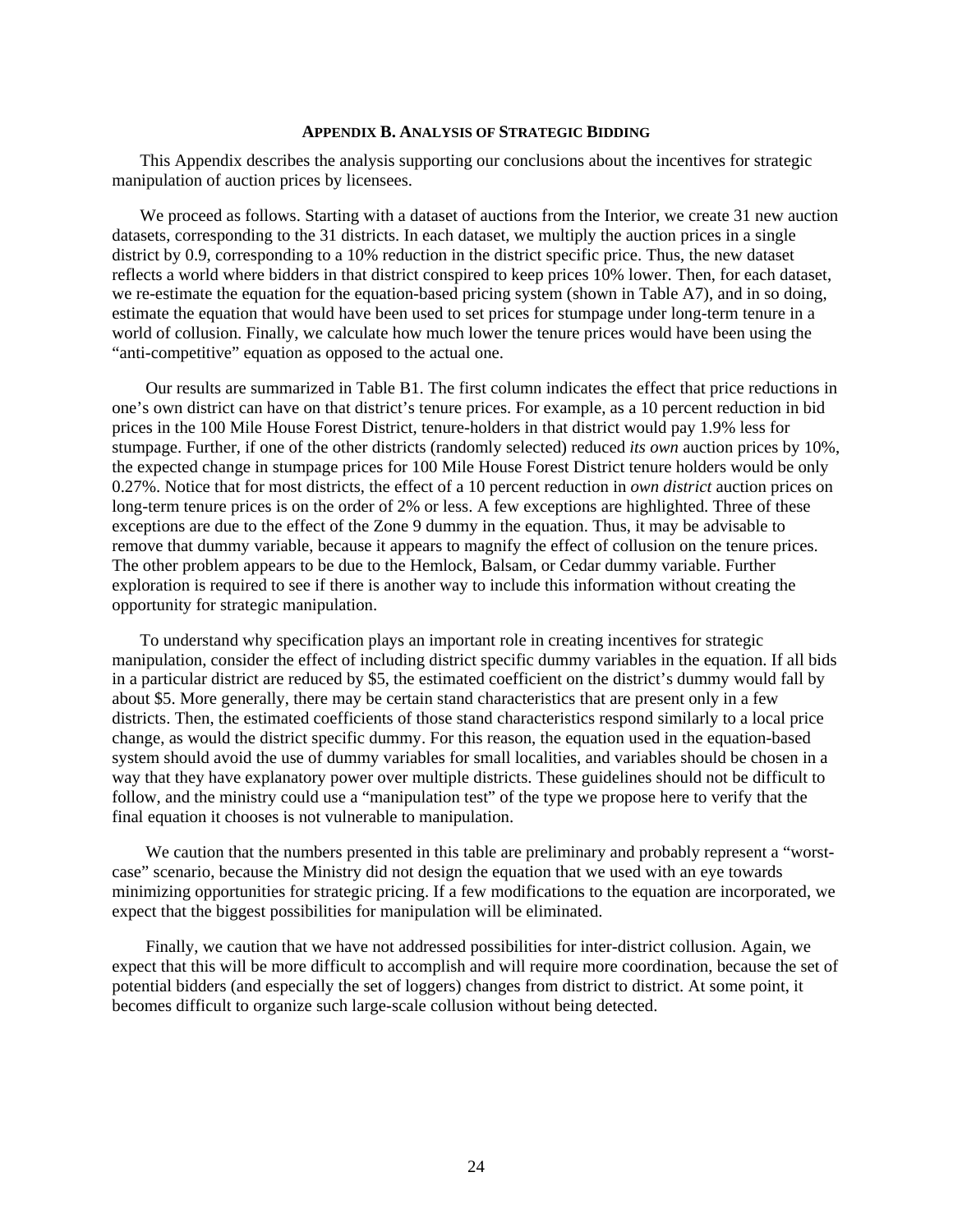## APPENDIX B. ANALYSIS OF STRATEGIC BIDDING

This Appendix describes the analysis supporting our conclusions about the incentives for strategic manipulation of auction prices by licensees.

We proceed as follows. Starting with a dataset of auctions from the Interior, we create 31 new auction datasets, corresponding to the 31 districts. In each dataset, we multiply the auction prices in a single district by 0.9, corresponding to a 10% reduction in the district specific price. Thus, the new dataset reflects a world where bidders in that district conspired to keep prices 10% lower. Then, for each dataset, we re-estimate the equation for the equation-based pricing system (shown in Table A7), and in so doing, estimate the equation that would have been used to set prices for stumpage under long-term tenure in a world of collusion. Finally, we calculate how much lower the tenure prices would have been using the "anti-competitive" equation as opposed to the actual one.

Our results are summarized in Table B1. The first column indicates the effect that price reductions in one's own district can have on that district's tenure prices. For example, as a 10 percent reduction in bid prices in the 100 Mile House Forest District, tenure-holders in that district would pay 1.9% less for stumpage. Further, if one of the other districts (randomly selected) reduced *its own* auction prices by 10%, the expected change in stumpage prices for 100 Mile House Forest District tenure holders would be only 0.27%. Notice that for most districts, the effect of a 10 percent reduction in *own district* auction prices on long-term tenure prices is on the order of 2% or less. A few exceptions are highlighted. Three of these exceptions are due to the effect of the Zone 9 dummy in the equation. Thus, it may be advisable to remove that dummy variable, because it appears to magnify the effect of collusion on the tenure prices. The other problem appears to be due to the Hemlock, Balsam, or Cedar dummy variable. Further exploration is required to see if there is another way to include this information without creating the opportunity for strategic manipulation.

To understand why specification plays an important role in creating incentives for strategic manipulation, consider the effect of including district specific dummy variables in the equation. If all bids in a particular district are reduced by $5, the estimated coefficient on the district's dummy would fall by about $5. More generally, there may be certain stand characteristics that are present only in a few districts. Then, the estimated coefficients of those stand characteristics respond similarly to a local price change, as would the district specific dummy. For this reason, the equation used in the equation-based system should avoid the use of dummy variables for small localities, and variables should be chosen in a way that they have explanatory power over multiple districts. These guidelines should not be difficult to follow, and the ministry could use a "manipulation test" of the type we propose here to verify that the final equation it chooses is not vulnerable to manipulation.

We caution that the numbers presented in this table are preliminary and probably represent a "worst-case" scenario, because the Ministry did not design the equation that we used with an eye towards minimizing opportunities for strategic pricing. If a few modifications to the equation are incorporated, we expect that the biggest possibilities for manipulation will be eliminated.

Finally, we caution that we have not addressed possibilities for inter-district collusion. Again, we expect that this will be more difficult to accomplish and will require more coordination, because the set of potential bidders (and especially the set of loggers) changes from district to district. At some point, it becomes difficult to organize such large-scale collusion without being detected.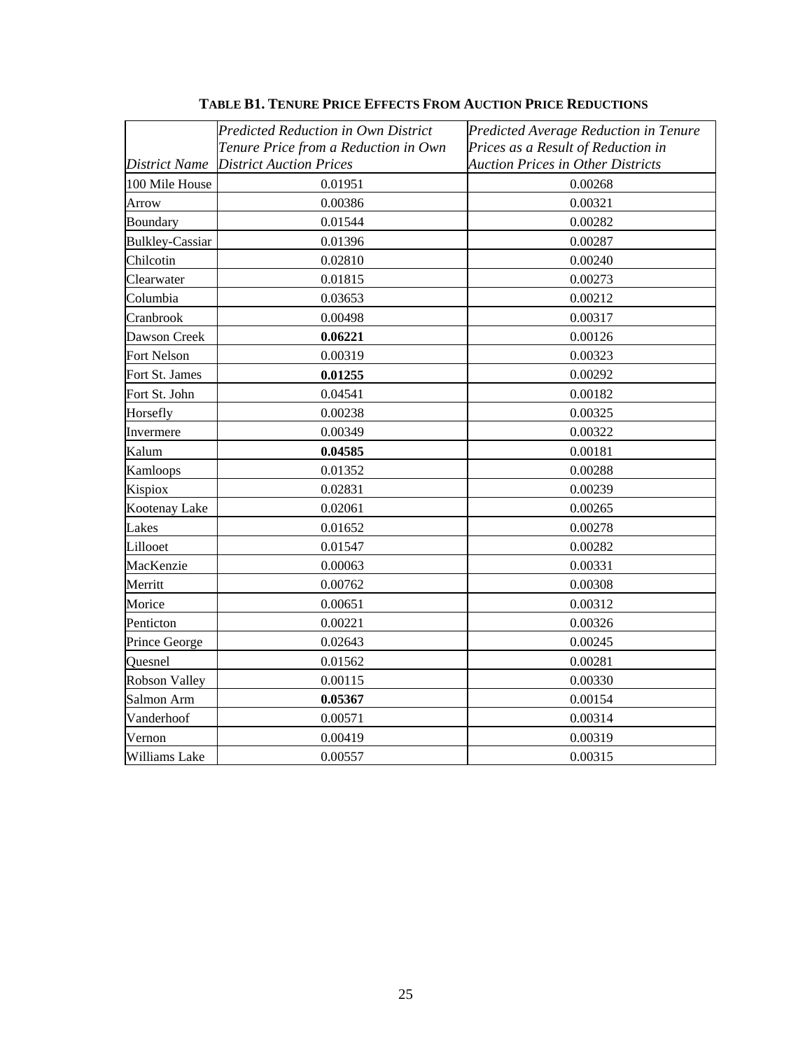**TABLE B1. TENURE PRICE EFFECTS FROM AUCTION PRICE REDUCTIONS**

| *District Name* | *Predicted Reduction in Own District Tenure Price from a Reduction in Own District Auction Prices* | *Predicted Average Reduction in Tenure Prices as a Result of Reduction in Auction Prices in Other Districts* |
|---|---|---|
| 100 Mile House | 0.01951 | 0.00268 |
| Arrow | 0.00386 | 0.00321 |
| Boundary | 0.01544 | 0.00282 |
| Bulkley-Cassiar | 0.01396 | 0.00287 |
| Chilcotin | 0.02810 | 0.00240 |
| Clearwater | 0.01815 | 0.00273 |
| Columbia | 0.03653 | 0.00212 |
| Cranbrook | 0.00498 | 0.00317 |
| Dawson Creek | **0.06221** | 0.00126 |
| Fort Nelson | 0.00319 | 0.00323 |
| Fort St. James | **0.01255** | 0.00292 |
| Fort St. John | 0.04541 | 0.00182 |
| Horsefly | 0.00238 | 0.00325 |
| Invermere | 0.00349 | 0.00322 |
| Kalum | **0.04585** | 0.00181 |
| Kamloops | 0.01352 | 0.00288 |
| Kispiox | 0.02831 | 0.00239 |
| Kootenay Lake | 0.02061 | 0.00265 |
| Lakes | 0.01652 | 0.00278 |
| Lillooet | 0.01547 | 0.00282 |
| MacKenzie | 0.00063 | 0.00331 |
| Merritt | 0.00762 | 0.00308 |
| Morice | 0.00651 | 0.00312 |
| Penticton | 0.00221 | 0.00326 |
| Prince George | 0.02643 | 0.00245 |
| Quesnel | 0.01562 | 0.00281 |
| Robson Valley | 0.00115 | 0.00330 |
| Salmon Arm | **0.05367** | 0.00154 |
| Vanderhoof | 0.00571 | 0.00314 |
| Vernon | 0.00419 | 0.00319 |
| Williams Lake | 0.00557 | 0.00315 |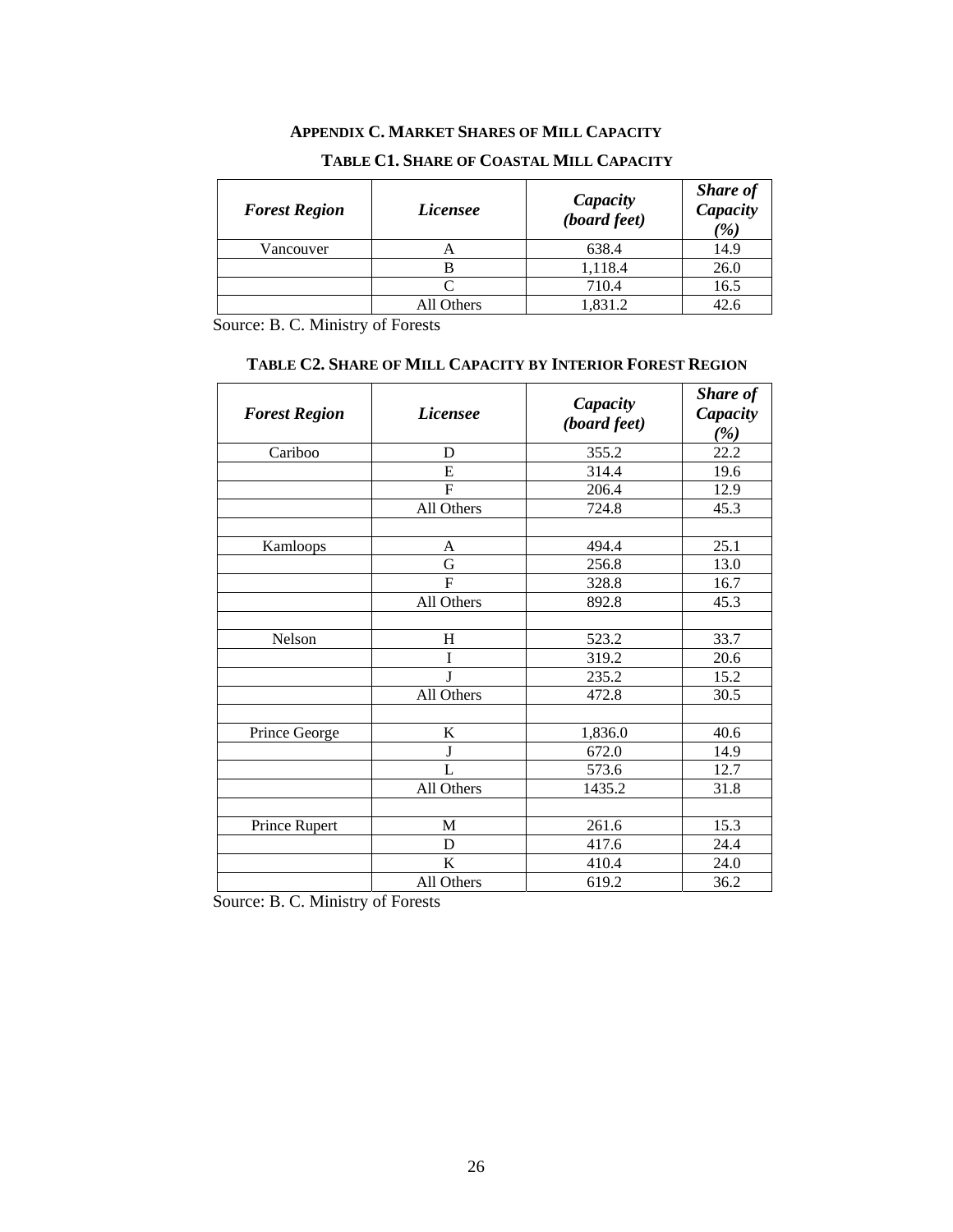## APPENDIX C. MARKET SHARES OF MILL CAPACITY

### TABLE C1. SHARE OF COASTAL MILL CAPACITY

| *Forest Region* | *Licensee* | *Capacity (board feet)* | *Share of Capacity (%)* |
|---|---|---|---|
| Vancouver | A | 638.4 | 14.9 |
| | B | 1,118.4 | 26.0 |
| | C | 710.4 | 16.5 |
| | All Others | 1,831.2 | 42.6 |

Source: B. C. Ministry of Forests

### TABLE C2. SHARE OF MILL CAPACITY BY INTERIOR FOREST REGION

| *Forest Region* | *Licensee* | *Capacity (board feet)* | *Share of Capacity (%)* |
|---|---|---|---|
| Cariboo | D | 355.2 | 22.2 |
| | E | 314.4 | 19.6 |
| | F | 206.4 | 12.9 |
| | All Others | 724.8 | 45.3 |
| | | | |
| Kamloops | A | 494.4 | 25.1 |
| | G | 256.8 | 13.0 |
| | F | 328.8 | 16.7 |
| | All Others | 892.8 | 45.3 |
| | | | |
| Nelson | H | 523.2 | 33.7 |
| | I | 319.2 | 20.6 |
| | J | 235.2 | 15.2 |
| | All Others | 472.8 | 30.5 |
| | | | |
| Prince George | K | 1,836.0 | 40.6 |
| | J | 672.0 | 14.9 |
| | L | 573.6 | 12.7 |
| | All Others | 1435.2 | 31.8 |
| | | | |
| Prince Rupert | M | 261.6 | 15.3 |
| | D | 417.6 | 24.4 |
| | K | 410.4 | 24.0 |
| | All Others | 619.2 | 36.2 |

Source: B. C. Ministry of Forests